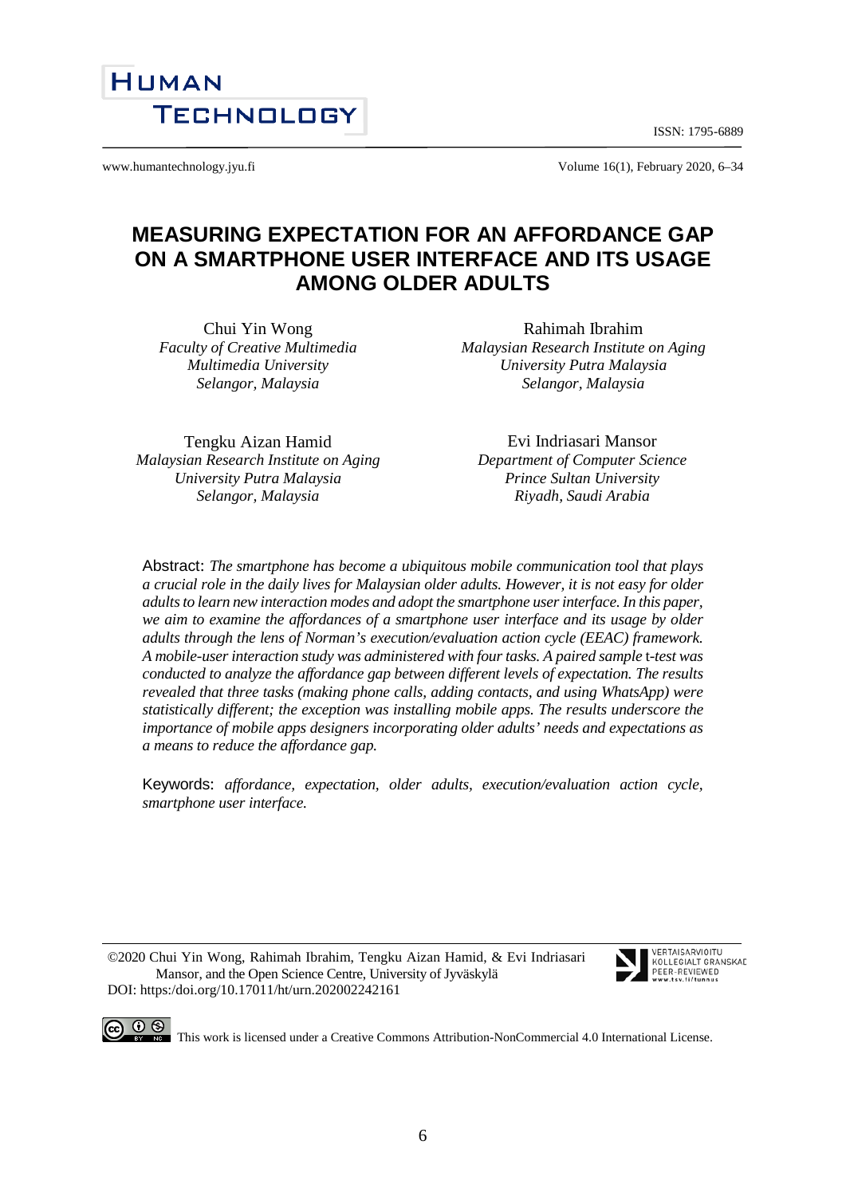# MEASURING EXPECTATION FOR AN AFFORDANCE GAP ON A SMARTPHONE USER INTERFACE AND ITS USAGE AMONG OLDER ADULTS

Chui Yin Wong
*Faculty of Creative Multimedia*
*Multimedia University*
*Selangor, Malaysia*

Rahimah Ibrahim
*Malaysian Research Institute on Aging*
*University Putra Malaysia*
*Selangor, Malaysia*

Tengku Aizan Hamid
*Malaysian Research Institute on Aging*
*University Putra Malaysia*
*Selangor, Malaysia*

Evi Indriasari Mansor
*Department of Computer Science*
*Prince Sultan University*
*Riyadh, Saudi Arabia*

Abstract: *The smartphone has become a ubiquitous mobile communication tool that plays a crucial role in the daily lives for Malaysian older adults. However, it is not easy for older adults to learn new interaction modes and adopt the smartphone user interface. In this paper, we aim to examine the affordances of a smartphone user interface and its usage by older adults through the lens of Norman's execution/evaluation action cycle (EEAC) framework. A mobile-user interaction study was administered with four tasks. A paired sample* t*-test was conducted to analyze the affordance gap between different levels of expectation. The results revealed that three tasks (making phone calls, adding contacts, and using WhatsApp) were statistically different; the exception was installing mobile apps. The results underscore the importance of mobile apps designers incorporating older adults' needs and expectations as a means to reduce the affordance gap.*

Keywords: *affordance, expectation, older adults, execution/evaluation action cycle, smartphone user interface.*

©2020 Chui Yin Wong, Rahimah Ibrahim, Tengku Aizan Hamid, & Evi Indriasari Mansor, and the Open Science Centre, University of Jyväskylä
DOI: https:/doi.org/10.17011/ht/urn.202002242161

This work is licensed under a Creative Commons Attribution-NonCommercial 4.0 International License.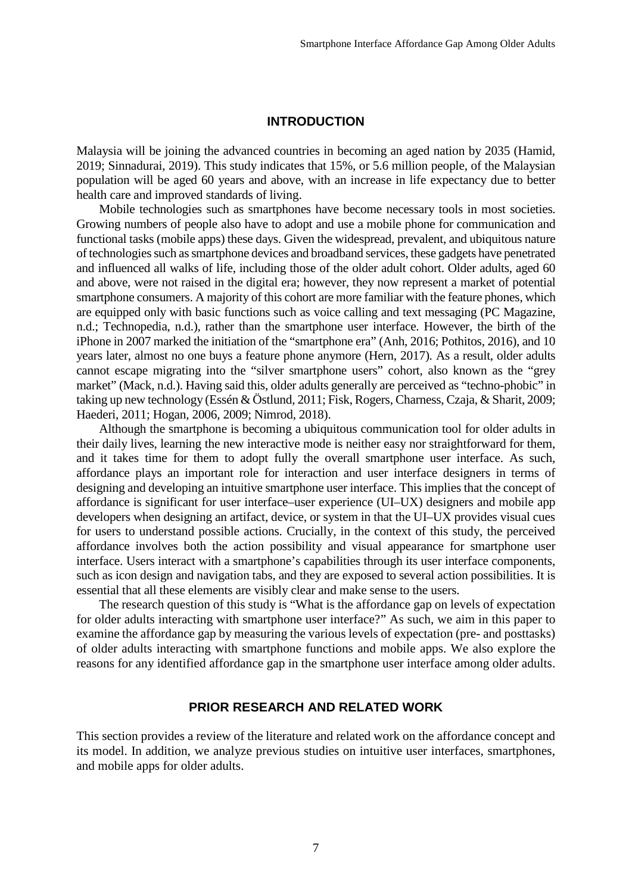## INTRODUCTION

Malaysia will be joining the advanced countries in becoming an aged nation by 2035 (Hamid, 2019; Sinnadurai, 2019). This study indicates that 15%, or 5.6 million people, of the Malaysian population will be aged 60 years and above, with an increase in life expectancy due to better health care and improved standards of living.

Mobile technologies such as smartphones have become necessary tools in most societies. Growing numbers of people also have to adopt and use a mobile phone for communication and functional tasks (mobile apps) these days. Given the widespread, prevalent, and ubiquitous nature of technologies such as smartphone devices and broadband services, these gadgets have penetrated and influenced all walks of life, including those of the older adult cohort. Older adults, aged 60 and above, were not raised in the digital era; however, they now represent a market of potential smartphone consumers. A majority of this cohort are more familiar with the feature phones, which are equipped only with basic functions such as voice calling and text messaging (PC Magazine, n.d.; Technopedia, n.d.), rather than the smartphone user interface. However, the birth of the iPhone in 2007 marked the initiation of the "smartphone era" (Anh, 2016; Pothitos, 2016), and 10 years later, almost no one buys a feature phone anymore (Hern, 2017). As a result, older adults cannot escape migrating into the "silver smartphone users" cohort, also known as the "grey market" (Mack, n.d.). Having said this, older adults generally are perceived as "techno-phobic" in taking up new technology (Essén & Östlund, 2011; Fisk, Rogers, Charness, Czaja, & Sharit, 2009; Haederi, 2011; Hogan, 2006, 2009; Nimrod, 2018).

Although the smartphone is becoming a ubiquitous communication tool for older adults in their daily lives, learning the new interactive mode is neither easy nor straightforward for them, and it takes time for them to adopt fully the overall smartphone user interface. As such, affordance plays an important role for interaction and user interface designers in terms of designing and developing an intuitive smartphone user interface. This implies that the concept of affordance is significant for user interface–user experience (UI–UX) designers and mobile app developers when designing an artifact, device, or system in that the UI–UX provides visual cues for users to understand possible actions. Crucially, in the context of this study, the perceived affordance involves both the action possibility and visual appearance for smartphone user interface. Users interact with a smartphone's capabilities through its user interface components, such as icon design and navigation tabs, and they are exposed to several action possibilities. It is essential that all these elements are visibly clear and make sense to the users.

The research question of this study is "What is the affordance gap on levels of expectation for older adults interacting with smartphone user interface?" As such, we aim in this paper to examine the affordance gap by measuring the various levels of expectation (pre- and posttasks) of older adults interacting with smartphone functions and mobile apps. We also explore the reasons for any identified affordance gap in the smartphone user interface among older adults.

## PRIOR RESEARCH AND RELATED WORK

This section provides a review of the literature and related work on the affordance concept and its model. In addition, we analyze previous studies on intuitive user interfaces, smartphones, and mobile apps for older adults.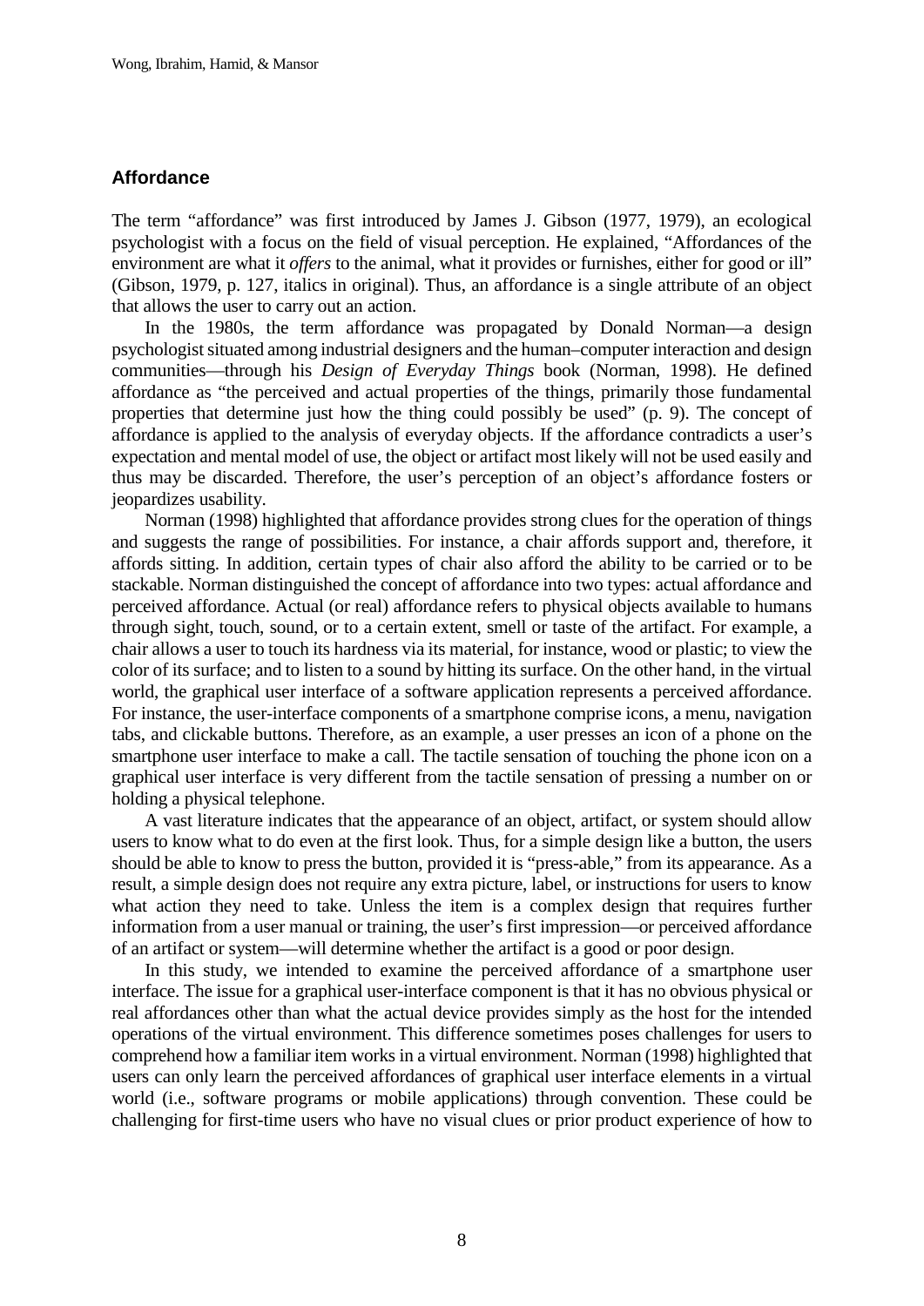## Affordance

The term "affordance" was first introduced by James J. Gibson (1977, 1979), an ecological psychologist with a focus on the field of visual perception. He explained, "Affordances of the environment are what it *offers* to the animal, what it provides or furnishes, either for good or ill" (Gibson, 1979, p. 127, italics in original). Thus, an affordance is a single attribute of an object that allows the user to carry out an action.

In the 1980s, the term affordance was propagated by Donald Norman—a design psychologist situated among industrial designers and the human–computer interaction and design communities—through his *Design of Everyday Things* book (Norman, 1998). He defined affordance as "the perceived and actual properties of the things, primarily those fundamental properties that determine just how the thing could possibly be used" (p. 9). The concept of affordance is applied to the analysis of everyday objects. If the affordance contradicts a user's expectation and mental model of use, the object or artifact most likely will not be used easily and thus may be discarded. Therefore, the user's perception of an object's affordance fosters or jeopardizes usability.

Norman (1998) highlighted that affordance provides strong clues for the operation of things and suggests the range of possibilities. For instance, a chair affords support and, therefore, it affords sitting. In addition, certain types of chair also afford the ability to be carried or to be stackable. Norman distinguished the concept of affordance into two types: actual affordance and perceived affordance. Actual (or real) affordance refers to physical objects available to humans through sight, touch, sound, or to a certain extent, smell or taste of the artifact. For example, a chair allows a user to touch its hardness via its material, for instance, wood or plastic; to view the color of its surface; and to listen to a sound by hitting its surface. On the other hand, in the virtual world, the graphical user interface of a software application represents a perceived affordance. For instance, the user-interface components of a smartphone comprise icons, a menu, navigation tabs, and clickable buttons. Therefore, as an example, a user presses an icon of a phone on the smartphone user interface to make a call. The tactile sensation of touching the phone icon on a graphical user interface is very different from the tactile sensation of pressing a number on or holding a physical telephone.

A vast literature indicates that the appearance of an object, artifact, or system should allow users to know what to do even at the first look. Thus, for a simple design like a button, the users should be able to know to press the button, provided it is "press-able," from its appearance. As a result, a simple design does not require any extra picture, label, or instructions for users to know what action they need to take. Unless the item is a complex design that requires further information from a user manual or training, the user's first impression—or perceived affordance of an artifact or system—will determine whether the artifact is a good or poor design.

In this study, we intended to examine the perceived affordance of a smartphone user interface. The issue for a graphical user-interface component is that it has no obvious physical or real affordances other than what the actual device provides simply as the host for the intended operations of the virtual environment. This difference sometimes poses challenges for users to comprehend how a familiar item works in a virtual environment. Norman (1998) highlighted that users can only learn the perceived affordances of graphical user interface elements in a virtual world (i.e., software programs or mobile applications) through convention. These could be challenging for first-time users who have no visual clues or prior product experience of how to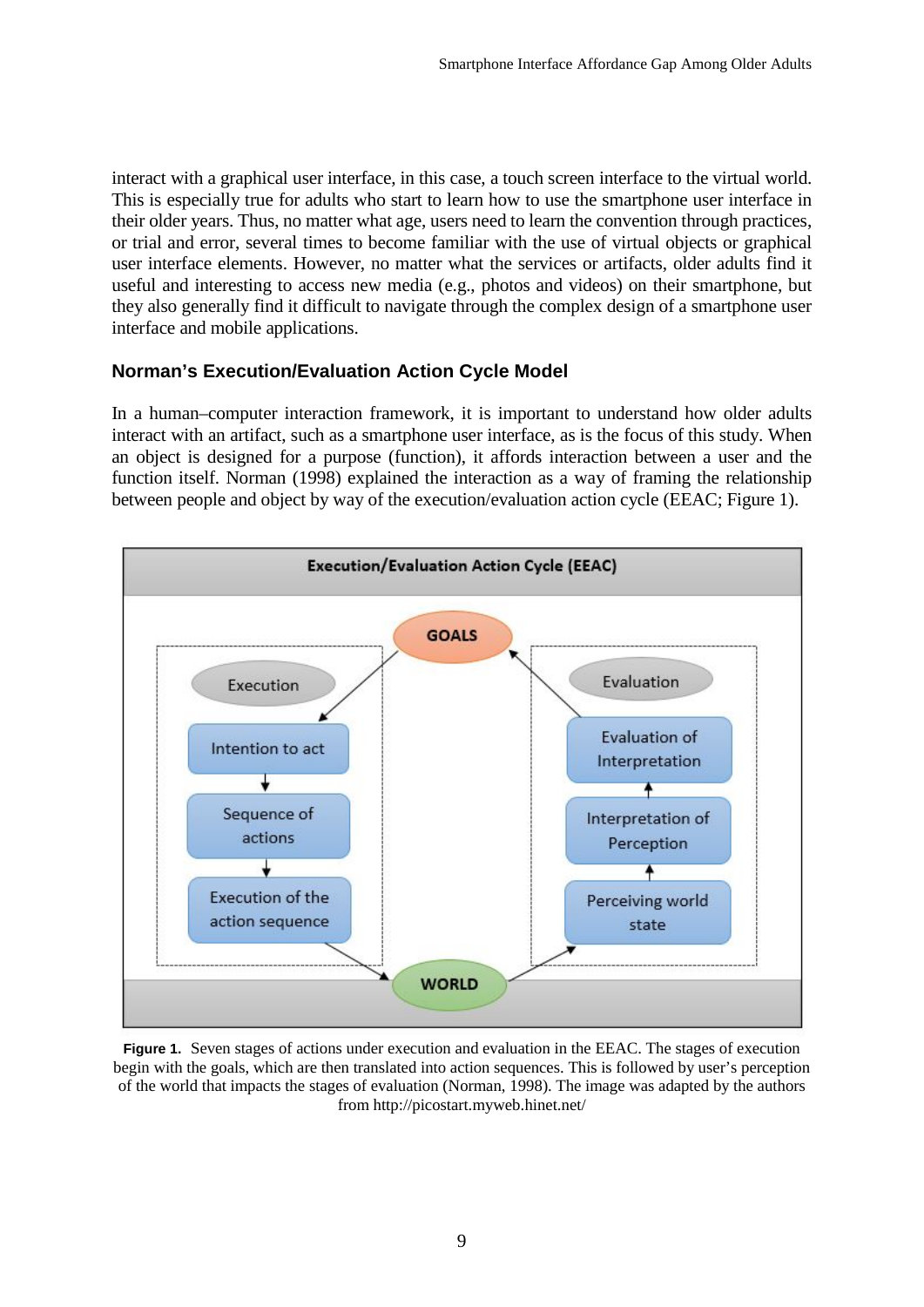interact with a graphical user interface, in this case, a touch screen interface to the virtual world. This is especially true for adults who start to learn how to use the smartphone user interface in their older years. Thus, no matter what age, users need to learn the convention through practices, or trial and error, several times to become familiar with the use of virtual objects or graphical user interface elements. However, no matter what the services or artifacts, older adults find it useful and interesting to access new media (e.g., photos and videos) on their smartphone, but they also generally find it difficult to navigate through the complex design of a smartphone user interface and mobile applications.

### Norman's Execution/Evaluation Action Cycle Model

In a human–computer interaction framework, it is important to understand how older adults interact with an artifact, such as a smartphone user interface, as is the focus of this study. When an object is designed for a purpose (function), it affords interaction between a user and the function itself. Norman (1998) explained the interaction as a way of framing the relationship between people and object by way of the execution/evaluation action cycle (EEAC; Figure 1).

**Figure 1.** Seven stages of actions under execution and evaluation in the EEAC. The stages of execution begin with the goals, which are then translated into action sequences. This is followed by user's perception of the world that impacts the stages of evaluation (Norman, 1998). The image was adapted by the authors from http://picostart.myweb.hinet.net/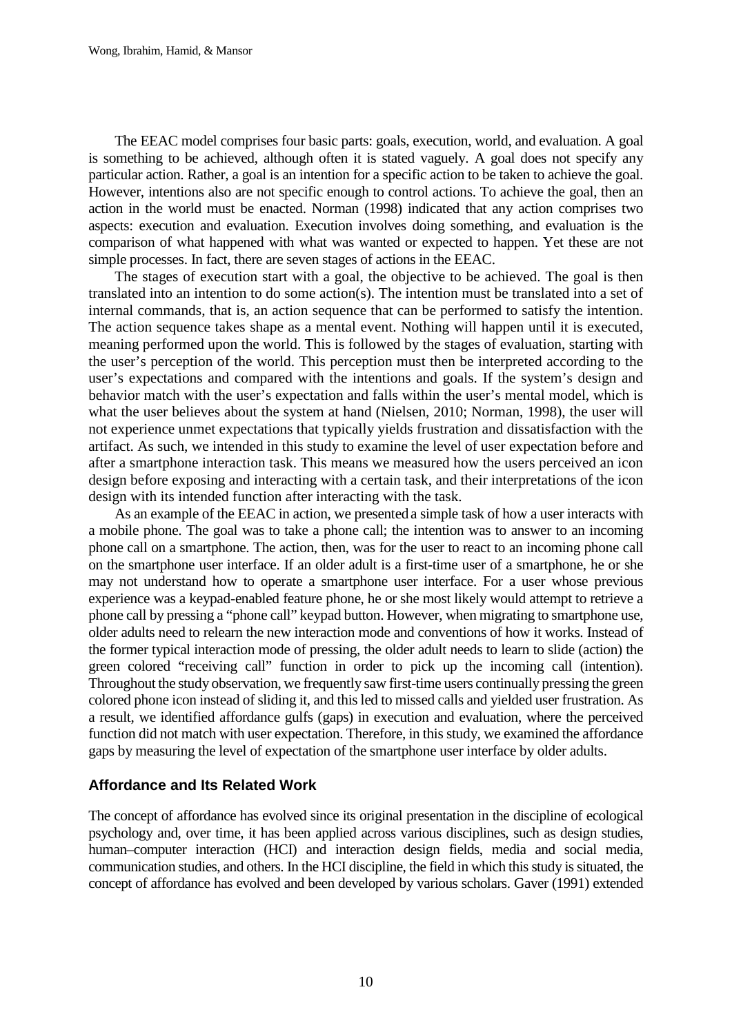The EEAC model comprises four basic parts: goals, execution, world, and evaluation. A goal is something to be achieved, although often it is stated vaguely. A goal does not specify any particular action. Rather, a goal is an intention for a specific action to be taken to achieve the goal. However, intentions also are not specific enough to control actions. To achieve the goal, then an action in the world must be enacted. Norman (1998) indicated that any action comprises two aspects: execution and evaluation. Execution involves doing something, and evaluation is the comparison of what happened with what was wanted or expected to happen. Yet these are not simple processes. In fact, there are seven stages of actions in the EEAC.

The stages of execution start with a goal, the objective to be achieved. The goal is then translated into an intention to do some action(s). The intention must be translated into a set of internal commands, that is, an action sequence that can be performed to satisfy the intention. The action sequence takes shape as a mental event. Nothing will happen until it is executed, meaning performed upon the world. This is followed by the stages of evaluation, starting with the user's perception of the world. This perception must then be interpreted according to the user's expectations and compared with the intentions and goals. If the system's design and behavior match with the user's expectation and falls within the user's mental model, which is what the user believes about the system at hand (Nielsen, 2010; Norman, 1998), the user will not experience unmet expectations that typically yields frustration and dissatisfaction with the artifact. As such, we intended in this study to examine the level of user expectation before and after a smartphone interaction task. This means we measured how the users perceived an icon design before exposing and interacting with a certain task, and their interpretations of the icon design with its intended function after interacting with the task.

As an example of the EEAC in action, we presented a simple task of how a user interacts with a mobile phone. The goal was to take a phone call; the intention was to answer to an incoming phone call on a smartphone. The action, then, was for the user to react to an incoming phone call on the smartphone user interface. If an older adult is a first-time user of a smartphone, he or she may not understand how to operate a smartphone user interface. For a user whose previous experience was a keypad-enabled feature phone, he or she most likely would attempt to retrieve a phone call by pressing a "phone call" keypad button. However, when migrating to smartphone use, older adults need to relearn the new interaction mode and conventions of how it works. Instead of the former typical interaction mode of pressing, the older adult needs to learn to slide (action) the green colored "receiving call" function in order to pick up the incoming call (intention). Throughout the study observation, we frequently saw first-time users continually pressing the green colored phone icon instead of sliding it, and this led to missed calls and yielded user frustration. As a result, we identified affordance gulfs (gaps) in execution and evaluation, where the perceived function did not match with user expectation. Therefore, in this study, we examined the affordance gaps by measuring the level of expectation of the smartphone user interface by older adults.

## Affordance and Its Related Work

The concept of affordance has evolved since its original presentation in the discipline of ecological psychology and, over time, it has been applied across various disciplines, such as design studies, human–computer interaction (HCI) and interaction design fields, media and social media, communication studies, and others. In the HCI discipline, the field in which this study is situated, the concept of affordance has evolved and been developed by various scholars. Gaver (1991) extended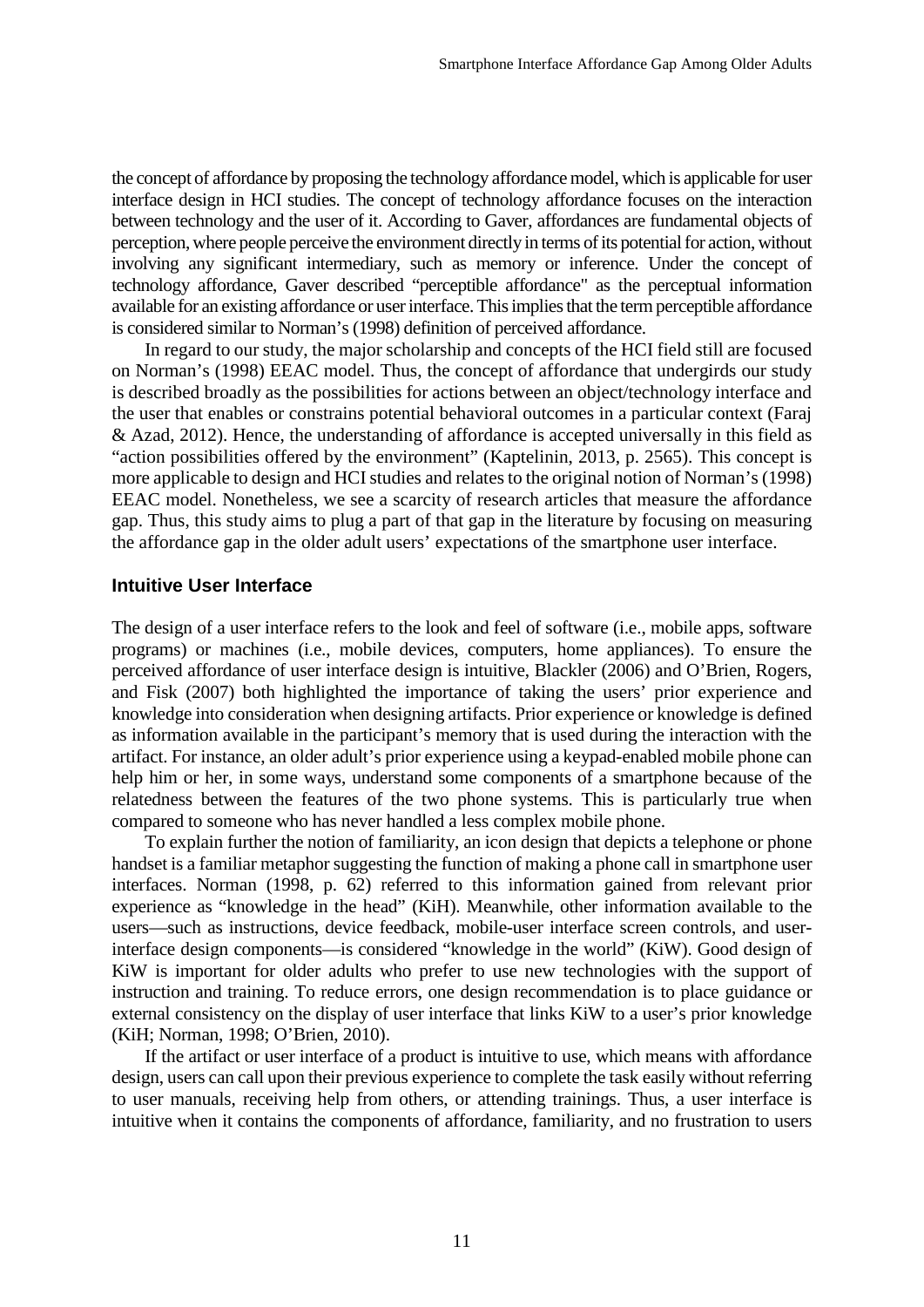the concept of affordance by proposing the technology affordance model, which is applicable for user interface design in HCI studies. The concept of technology affordance focuses on the interaction between technology and the user of it. According to Gaver, affordances are fundamental objects of perception, where people perceive the environment directly in terms of its potential for action, without involving any significant intermediary, such as memory or inference. Under the concept of technology affordance, Gaver described "perceptible affordance" as the perceptual information available for an existing affordance or user interface. This implies that the term perceptible affordance is considered similar to Norman's (1998) definition of perceived affordance.

In regard to our study, the major scholarship and concepts of the HCI field still are focused on Norman's (1998) EEAC model. Thus, the concept of affordance that undergirds our study is described broadly as the possibilities for actions between an object/technology interface and the user that enables or constrains potential behavioral outcomes in a particular context (Faraj & Azad, 2012). Hence, the understanding of affordance is accepted universally in this field as "action possibilities offered by the environment" (Kaptelinin, 2013, p. 2565). This concept is more applicable to design and HCI studies and relates to the original notion of Norman's (1998) EEAC model. Nonetheless, we see a scarcity of research articles that measure the affordance gap. Thus, this study aims to plug a part of that gap in the literature by focusing on measuring the affordance gap in the older adult users' expectations of the smartphone user interface.

## Intuitive User Interface

The design of a user interface refers to the look and feel of software (i.e., mobile apps, software programs) or machines (i.e., mobile devices, computers, home appliances). To ensure the perceived affordance of user interface design is intuitive, Blackler (2006) and O'Brien, Rogers, and Fisk (2007) both highlighted the importance of taking the users' prior experience and knowledge into consideration when designing artifacts. Prior experience or knowledge is defined as information available in the participant's memory that is used during the interaction with the artifact. For instance, an older adult's prior experience using a keypad-enabled mobile phone can help him or her, in some ways, understand some components of a smartphone because of the relatedness between the features of the two phone systems. This is particularly true when compared to someone who has never handled a less complex mobile phone.

To explain further the notion of familiarity, an icon design that depicts a telephone or phone handset is a familiar metaphor suggesting the function of making a phone call in smartphone user interfaces. Norman (1998, p. 62) referred to this information gained from relevant prior experience as "knowledge in the head" (KiH). Meanwhile, other information available to the users—such as instructions, device feedback, mobile-user interface screen controls, and user-interface design components—is considered "knowledge in the world" (KiW). Good design of KiW is important for older adults who prefer to use new technologies with the support of instruction and training. To reduce errors, one design recommendation is to place guidance or external consistency on the display of user interface that links KiW to a user's prior knowledge (KiH; Norman, 1998; O'Brien, 2010).

If the artifact or user interface of a product is intuitive to use, which means with affordance design, users can call upon their previous experience to complete the task easily without referring to user manuals, receiving help from others, or attending trainings. Thus, a user interface is intuitive when it contains the components of affordance, familiarity, and no frustration to users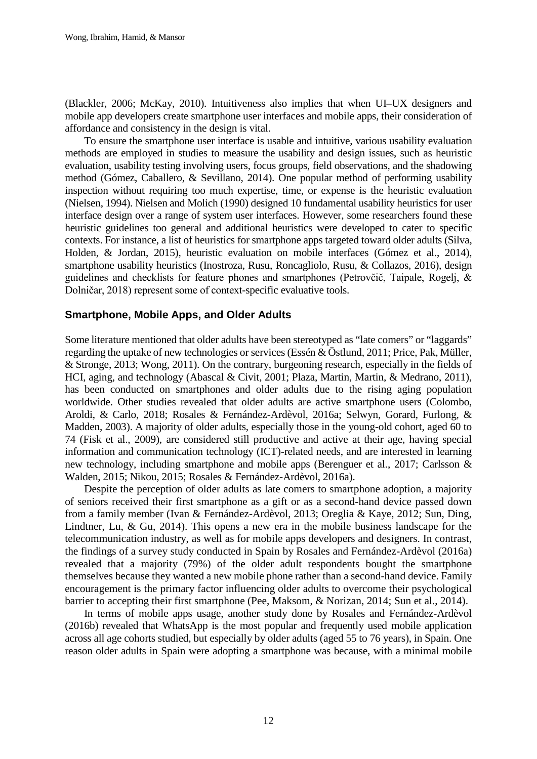(Blackler, 2006; McKay, 2010). Intuitiveness also implies that when UI–UX designers and mobile app developers create smartphone user interfaces and mobile apps, their consideration of affordance and consistency in the design is vital.

To ensure the smartphone user interface is usable and intuitive, various usability evaluation methods are employed in studies to measure the usability and design issues, such as heuristic evaluation, usability testing involving users, focus groups, field observations, and the shadowing method (Gómez, Caballero, & Sevillano, 2014). One popular method of performing usability inspection without requiring too much expertise, time, or expense is the heuristic evaluation (Nielsen, 1994). Nielsen and Molich (1990) designed 10 fundamental usability heuristics for user interface design over a range of system user interfaces. However, some researchers found these heuristic guidelines too general and additional heuristics were developed to cater to specific contexts. For instance, a list of heuristics for smartphone apps targeted toward older adults (Silva, Holden, & Jordan, 2015), heuristic evaluation on mobile interfaces (Gómez et al., 2014), smartphone usability heuristics (Inostroza, Rusu, Roncagliolo, Rusu, & Collazos, 2016), design guidelines and checklists for feature phones and smartphones (Petrovčič, Taipale, Rogelj, & Dolničar, 2018) represent some of context-specific evaluative tools.

## Smartphone, Mobile Apps, and Older Adults

Some literature mentioned that older adults have been stereotyped as "late comers" or "laggards" regarding the uptake of new technologies or services (Essén & Östlund, 2011; Price, Pak, Müller, & Stronge, 2013; Wong, 2011). On the contrary, burgeoning research, especially in the fields of HCI, aging, and technology (Abascal & Civit, 2001; Plaza, Martin, Martin, & Medrano, 2011), has been conducted on smartphones and older adults due to the rising aging population worldwide. Other studies revealed that older adults are active smartphone users (Colombo, Aroldi, & Carlo, 2018; Rosales & Fernández-Ardèvol, 2016a; Selwyn, Gorard, Furlong, & Madden, 2003). A majority of older adults, especially those in the young-old cohort, aged 60 to 74 (Fisk et al., 2009), are considered still productive and active at their age, having special information and communication technology (ICT)-related needs, and are interested in learning new technology, including smartphone and mobile apps (Berenguer et al., 2017; Carlsson & Walden, 2015; Nikou, 2015; Rosales & Fernández-Ardèvol, 2016a).

Despite the perception of older adults as late comers to smartphone adoption, a majority of seniors received their first smartphone as a gift or as a second-hand device passed down from a family member (Ivan & Fernández-Ardèvol, 2013; Oreglia & Kaye, 2012; Sun, Ding, Lindtner, Lu, & Gu, 2014). This opens a new era in the mobile business landscape for the telecommunication industry, as well as for mobile apps developers and designers. In contrast, the findings of a survey study conducted in Spain by Rosales and Fernández-Ardèvol (2016a) revealed that a majority (79%) of the older adult respondents bought the smartphone themselves because they wanted a new mobile phone rather than a second-hand device. Family encouragement is the primary factor influencing older adults to overcome their psychological barrier to accepting their first smartphone (Pee, Maksom, & Norizan, 2014; Sun et al., 2014).

In terms of mobile apps usage, another study done by Rosales and Fernández-Ardèvol (2016b) revealed that WhatsApp is the most popular and frequently used mobile application across all age cohorts studied, but especially by older adults (aged 55 to 76 years), in Spain. One reason older adults in Spain were adopting a smartphone was because, with a minimal mobile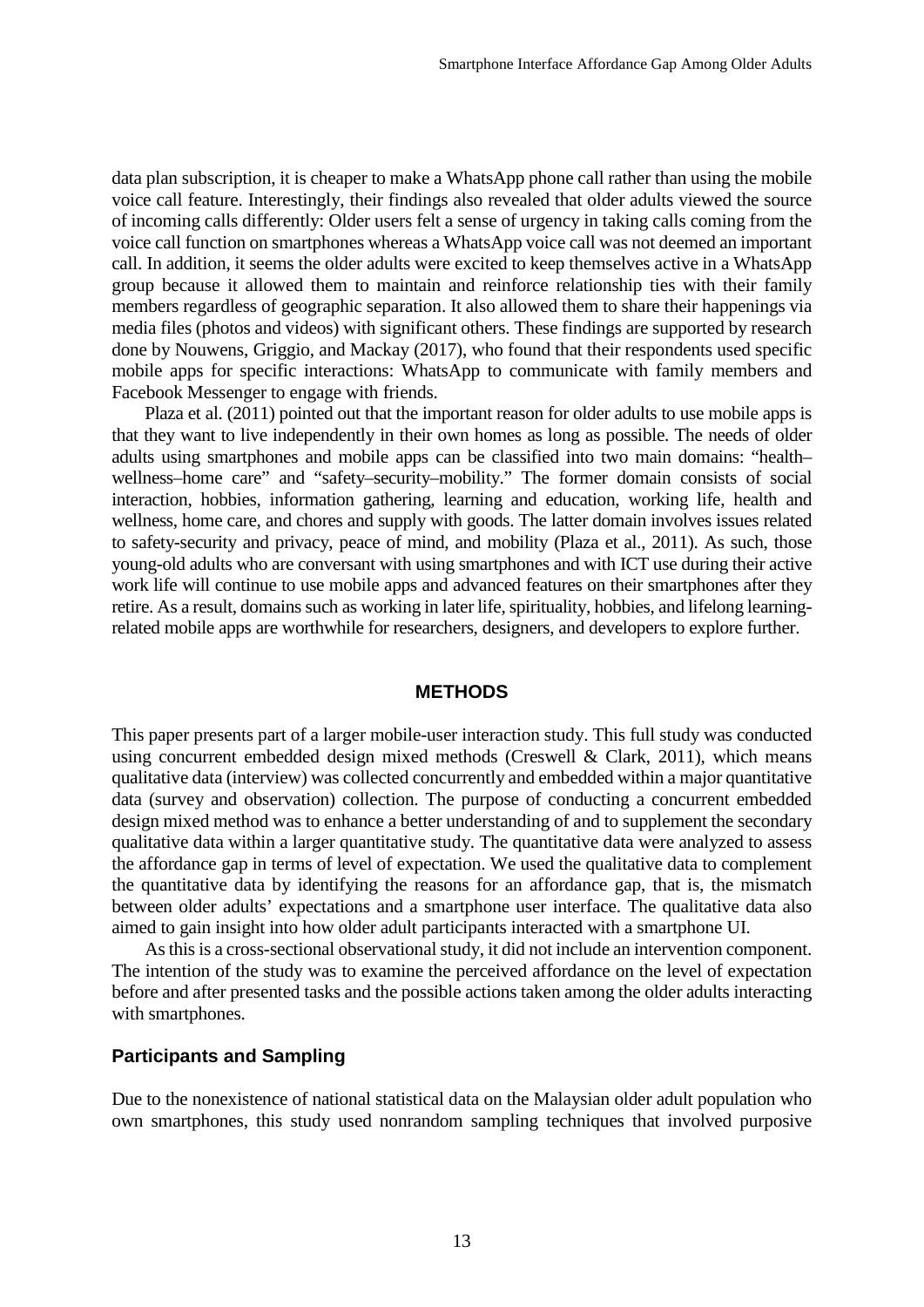data plan subscription, it is cheaper to make a WhatsApp phone call rather than using the mobile voice call feature. Interestingly, their findings also revealed that older adults viewed the source of incoming calls differently: Older users felt a sense of urgency in taking calls coming from the voice call function on smartphones whereas a WhatsApp voice call was not deemed an important call. In addition, it seems the older adults were excited to keep themselves active in a WhatsApp group because it allowed them to maintain and reinforce relationship ties with their family members regardless of geographic separation. It also allowed them to share their happenings via media files (photos and videos) with significant others. These findings are supported by research done by Nouwens, Griggio, and Mackay (2017), who found that their respondents used specific mobile apps for specific interactions: WhatsApp to communicate with family members and Facebook Messenger to engage with friends.

Plaza et al. (2011) pointed out that the important reason for older adults to use mobile apps is that they want to live independently in their own homes as long as possible. The needs of older adults using smartphones and mobile apps can be classified into two main domains: "health–wellness–home care" and "safety–security–mobility." The former domain consists of social interaction, hobbies, information gathering, learning and education, working life, health and wellness, home care, and chores and supply with goods. The latter domain involves issues related to safety-security and privacy, peace of mind, and mobility (Plaza et al., 2011). As such, those young-old adults who are conversant with using smartphones and with ICT use during their active work life will continue to use mobile apps and advanced features on their smartphones after they retire. As a result, domains such as working in later life, spirituality, hobbies, and lifelong learning-related mobile apps are worthwhile for researchers, designers, and developers to explore further.

## METHODS

This paper presents part of a larger mobile-user interaction study. This full study was conducted using concurrent embedded design mixed methods (Creswell & Clark, 2011), which means qualitative data (interview) was collected concurrently and embedded within a major quantitative data (survey and observation) collection. The purpose of conducting a concurrent embedded design mixed method was to enhance a better understanding of and to supplement the secondary qualitative data within a larger quantitative study. The quantitative data were analyzed to assess the affordance gap in terms of level of expectation. We used the qualitative data to complement the quantitative data by identifying the reasons for an affordance gap, that is, the mismatch between older adults' expectations and a smartphone user interface. The qualitative data also aimed to gain insight into how older adult participants interacted with a smartphone UI.

As this is a cross-sectional observational study, it did not include an intervention component. The intention of the study was to examine the perceived affordance on the level of expectation before and after presented tasks and the possible actions taken among the older adults interacting with smartphones.

### Participants and Sampling

Due to the nonexistence of national statistical data on the Malaysian older adult population who own smartphones, this study used nonrandom sampling techniques that involved purposive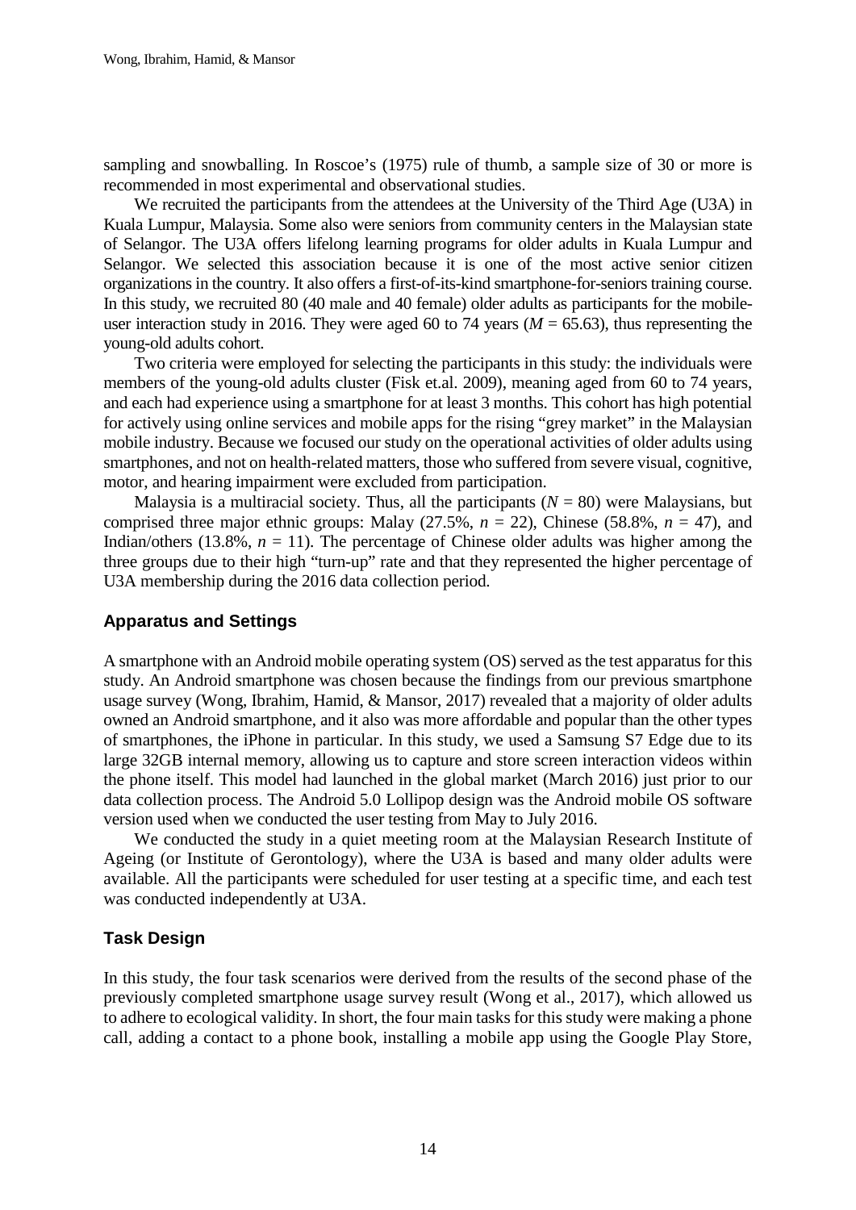sampling and snowballing. In Roscoe's (1975) rule of thumb, a sample size of 30 or more is recommended in most experimental and observational studies.

We recruited the participants from the attendees at the University of the Third Age (U3A) in Kuala Lumpur, Malaysia. Some also were seniors from community centers in the Malaysian state of Selangor. The U3A offers lifelong learning programs for older adults in Kuala Lumpur and Selangor. We selected this association because it is one of the most active senior citizen organizations in the country. It also offers a first-of-its-kind smartphone-for-seniors training course. In this study, we recruited 80 (40 male and 40 female) older adults as participants for the mobile-user interaction study in 2016. They were aged 60 to 74 years ($M$ = 65.63), thus representing the young-old adults cohort.

Two criteria were employed for selecting the participants in this study: the individuals were members of the young-old adults cluster (Fisk et.al. 2009), meaning aged from 60 to 74 years, and each had experience using a smartphone for at least 3 months. This cohort has high potential for actively using online services and mobile apps for the rising "grey market" in the Malaysian mobile industry. Because we focused our study on the operational activities of older adults using smartphones, and not on health-related matters, those who suffered from severe visual, cognitive, motor, and hearing impairment were excluded from participation.

Malaysia is a multiracial society. Thus, all the participants ($N$ = 80) were Malaysians, but comprised three major ethnic groups: Malay (27.5%, $n$ = 22), Chinese (58.8%, $n$ = 47), and Indian/others (13.8%, $n$ = 11). The percentage of Chinese older adults was higher among the three groups due to their high "turn-up" rate and that they represented the higher percentage of U3A membership during the 2016 data collection period.

## Apparatus and Settings

A smartphone with an Android mobile operating system (OS) served as the test apparatus for this study. An Android smartphone was chosen because the findings from our previous smartphone usage survey (Wong, Ibrahim, Hamid, & Mansor, 2017) revealed that a majority of older adults owned an Android smartphone, and it also was more affordable and popular than the other types of smartphones, the iPhone in particular. In this study, we used a Samsung S7 Edge due to its large 32GB internal memory, allowing us to capture and store screen interaction videos within the phone itself. This model had launched in the global market (March 2016) just prior to our data collection process. The Android 5.0 Lollipop design was the Android mobile OS software version used when we conducted the user testing from May to July 2016.

We conducted the study in a quiet meeting room at the Malaysian Research Institute of Ageing (or Institute of Gerontology), where the U3A is based and many older adults were available. All the participants were scheduled for user testing at a specific time, and each test was conducted independently at U3A.

## Task Design

In this study, the four task scenarios were derived from the results of the second phase of the previously completed smartphone usage survey result (Wong et al., 2017), which allowed us to adhere to ecological validity. In short, the four main tasks for this study were making a phone call, adding a contact to a phone book, installing a mobile app using the Google Play Store,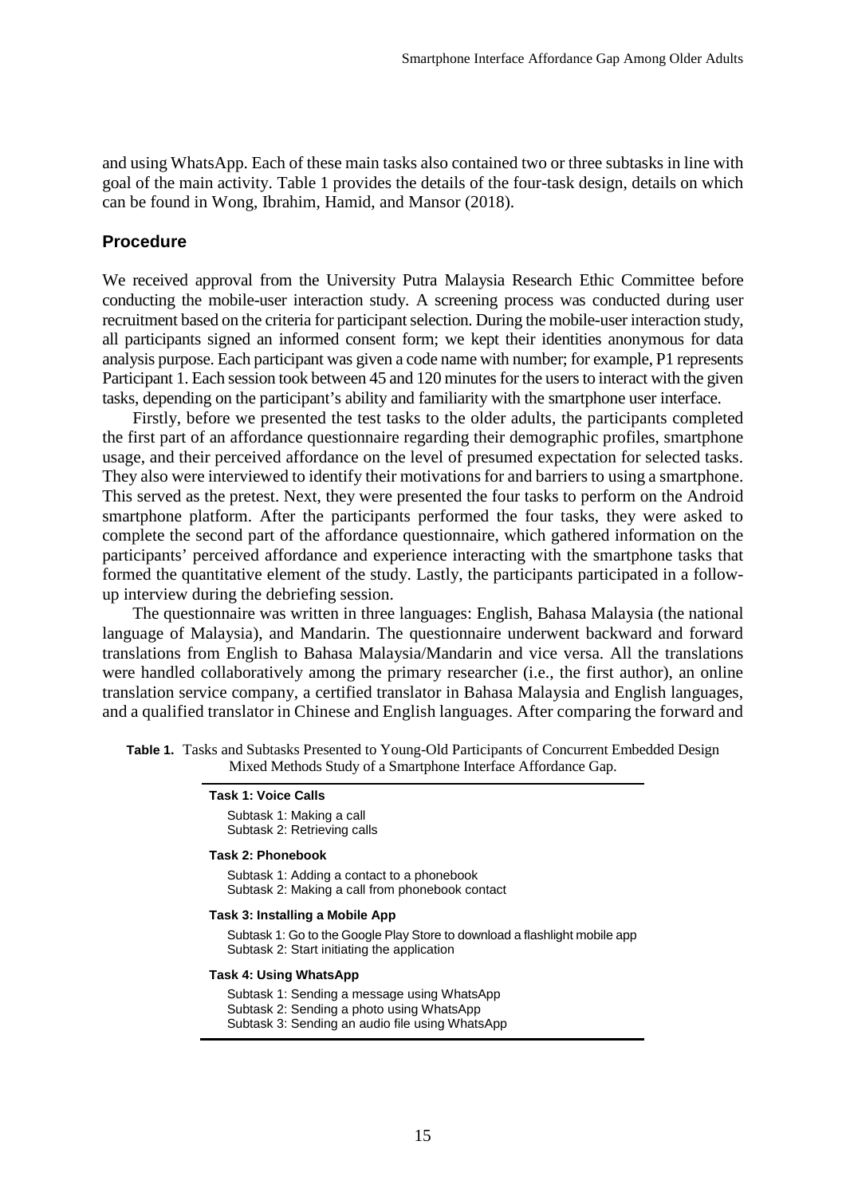and using WhatsApp. Each of these main tasks also contained two or three subtasks in line with goal of the main activity. Table 1 provides the details of the four-task design, details on which can be found in Wong, Ibrahim, Hamid, and Mansor (2018).

## Procedure

We received approval from the University Putra Malaysia Research Ethic Committee before conducting the mobile-user interaction study. A screening process was conducted during user recruitment based on the criteria for participant selection. During the mobile-user interaction study, all participants signed an informed consent form; we kept their identities anonymous for data analysis purpose. Each participant was given a code name with number; for example, P1 represents Participant 1. Each session took between 45 and 120 minutes for the users to interact with the given tasks, depending on the participant's ability and familiarity with the smartphone user interface.

Firstly, before we presented the test tasks to the older adults, the participants completed the first part of an affordance questionnaire regarding their demographic profiles, smartphone usage, and their perceived affordance on the level of presumed expectation for selected tasks. They also were interviewed to identify their motivations for and barriers to using a smartphone. This served as the pretest. Next, they were presented the four tasks to perform on the Android smartphone platform. After the participants performed the four tasks, they were asked to complete the second part of the affordance questionnaire, which gathered information on the participants' perceived affordance and experience interacting with the smartphone tasks that formed the quantitative element of the study. Lastly, the participants participated in a follow-up interview during the debriefing session.

The questionnaire was written in three languages: English, Bahasa Malaysia (the national language of Malaysia), and Mandarin. The questionnaire underwent backward and forward translations from English to Bahasa Malaysia/Mandarin and vice versa. All the translations were handled collaboratively among the primary researcher (i.e., the first author), an online translation service company, a certified translator in Bahasa Malaysia and English languages, and a qualified translator in Chinese and English languages. After comparing the forward and

**Table 1.** Tasks and Subtasks Presented to Young-Old Participants of Concurrent Embedded Design Mixed Methods Study of a Smartphone Interface Affordance Gap.

| **Task 1: Voice Calls** |
|---|
| Subtask 1: Making a call |
| Subtask 2: Retrieving calls |
| **Task 2: Phonebook** |
| Subtask 1: Adding a contact to a phonebook |
| Subtask 2: Making a call from phonebook contact |
| **Task 3: Installing a Mobile App** |
| Subtask 1: Go to the Google Play Store to download a flashlight mobile app |
| Subtask 2: Start initiating the application |
| **Task 4: Using WhatsApp** |
| Subtask 1: Sending a message using WhatsApp |
| Subtask 2: Sending a photo using WhatsApp |
| Subtask 3: Sending an audio file using WhatsApp |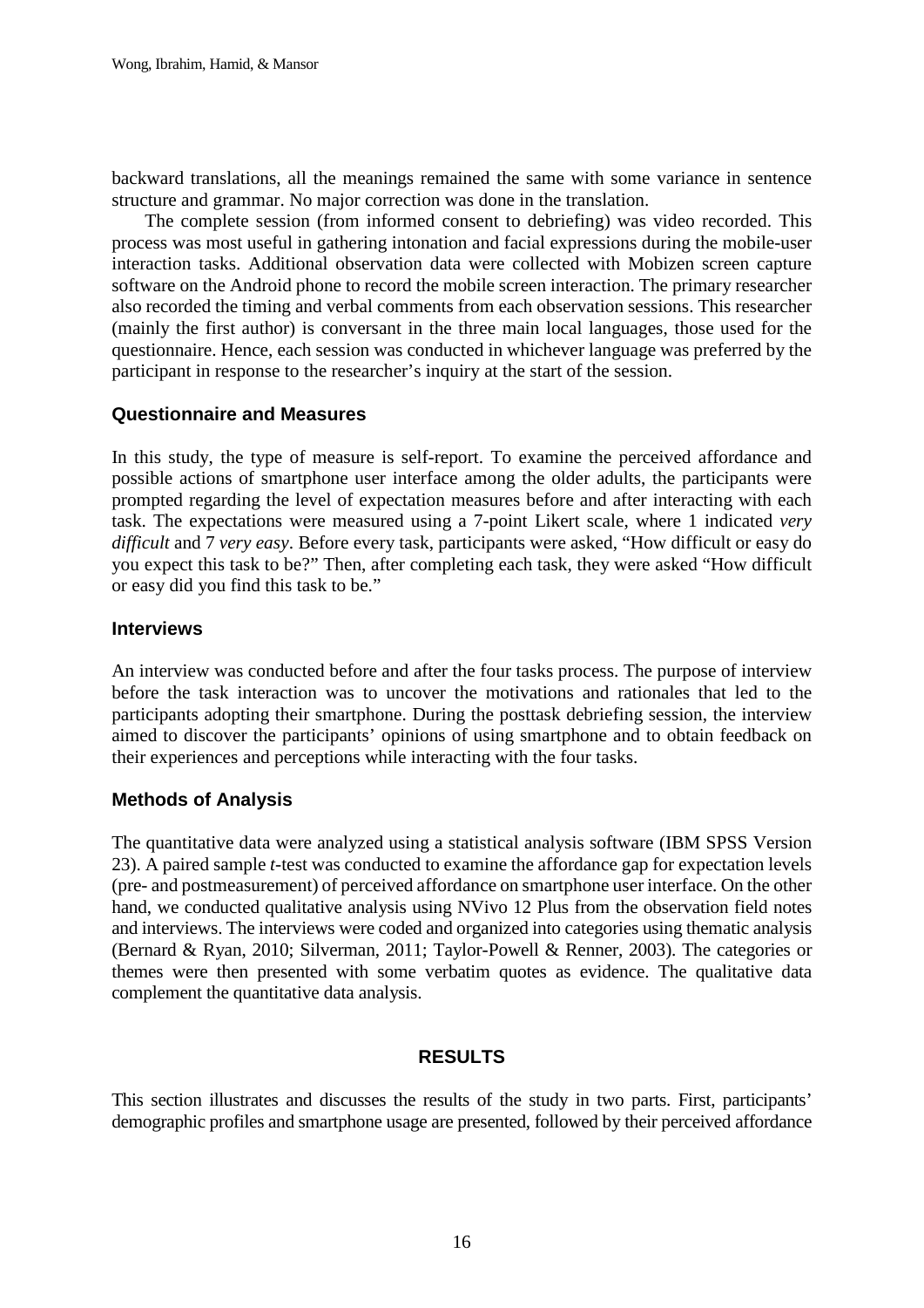backward translations, all the meanings remained the same with some variance in sentence structure and grammar. No major correction was done in the translation.

The complete session (from informed consent to debriefing) was video recorded. This process was most useful in gathering intonation and facial expressions during the mobile-user interaction tasks. Additional observation data were collected with Mobizen screen capture software on the Android phone to record the mobile screen interaction. The primary researcher also recorded the timing and verbal comments from each observation sessions. This researcher (mainly the first author) is conversant in the three main local languages, those used for the questionnaire. Hence, each session was conducted in whichever language was preferred by the participant in response to the researcher's inquiry at the start of the session.

### Questionnaire and Measures

In this study, the type of measure is self-report. To examine the perceived affordance and possible actions of smartphone user interface among the older adults, the participants were prompted regarding the level of expectation measures before and after interacting with each task. The expectations were measured using a 7-point Likert scale, where 1 indicated *very difficult* and 7 *very easy*. Before every task, participants were asked, "How difficult or easy do you expect this task to be?" Then, after completing each task, they were asked "How difficult or easy did you find this task to be."

### Interviews

An interview was conducted before and after the four tasks process. The purpose of interview before the task interaction was to uncover the motivations and rationales that led to the participants adopting their smartphone. During the posttask debriefing session, the interview aimed to discover the participants' opinions of using smartphone and to obtain feedback on their experiences and perceptions while interacting with the four tasks.

### Methods of Analysis

The quantitative data were analyzed using a statistical analysis software (IBM SPSS Version 23). A paired sample *t*-test was conducted to examine the affordance gap for expectation levels (pre- and postmeasurement) of perceived affordance on smartphone user interface. On the other hand, we conducted qualitative analysis using NVivo 12 Plus from the observation field notes and interviews. The interviews were coded and organized into categories using thematic analysis (Bernard & Ryan, 2010; Silverman, 2011; Taylor-Powell & Renner, 2003). The categories or themes were then presented with some verbatim quotes as evidence. The qualitative data complement the quantitative data analysis.

## RESULTS

This section illustrates and discusses the results of the study in two parts. First, participants' demographic profiles and smartphone usage are presented, followed by their perceived affordance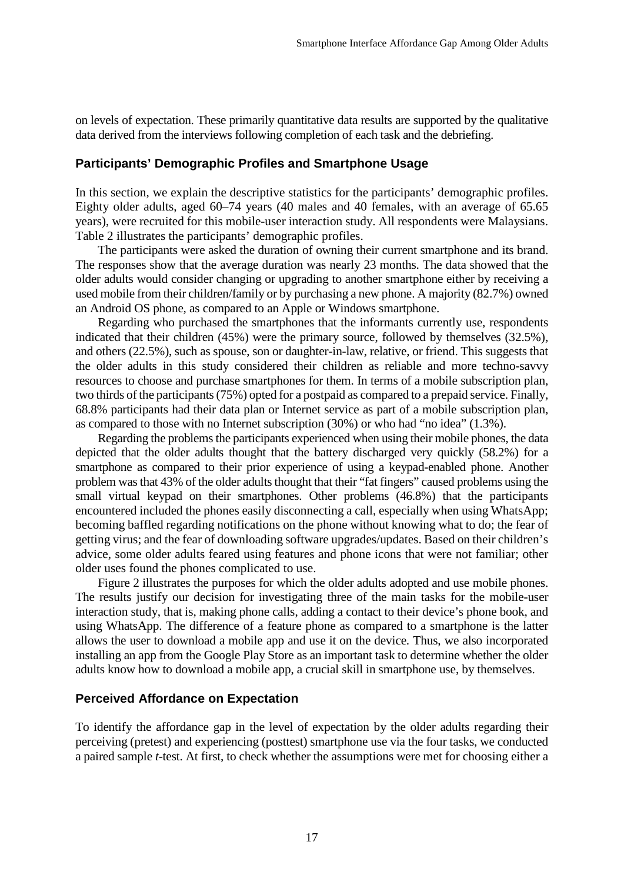on levels of expectation. These primarily quantitative data results are supported by the qualitative data derived from the interviews following completion of each task and the debriefing.

### Participants' Demographic Profiles and Smartphone Usage

In this section, we explain the descriptive statistics for the participants' demographic profiles. Eighty older adults, aged 60–74 years (40 males and 40 females, with an average of 65.65 years), were recruited for this mobile-user interaction study. All respondents were Malaysians. Table 2 illustrates the participants' demographic profiles.

The participants were asked the duration of owning their current smartphone and its brand. The responses show that the average duration was nearly 23 months. The data showed that the older adults would consider changing or upgrading to another smartphone either by receiving a used mobile from their children/family or by purchasing a new phone. A majority (82.7%) owned an Android OS phone, as compared to an Apple or Windows smartphone.

Regarding who purchased the smartphones that the informants currently use, respondents indicated that their children (45%) were the primary source, followed by themselves (32.5%), and others (22.5%), such as spouse, son or daughter-in-law, relative, or friend. This suggests that the older adults in this study considered their children as reliable and more techno-savvy resources to choose and purchase smartphones for them. In terms of a mobile subscription plan, two thirds of the participants (75%) opted for a postpaid as compared to a prepaid service. Finally, 68.8% participants had their data plan or Internet service as part of a mobile subscription plan, as compared to those with no Internet subscription (30%) or who had "no idea" (1.3%).

Regarding the problems the participants experienced when using their mobile phones, the data depicted that the older adults thought that the battery discharged very quickly (58.2%) for a smartphone as compared to their prior experience of using a keypad-enabled phone. Another problem was that 43% of the older adults thought that their "fat fingers" caused problems using the small virtual keypad on their smartphones. Other problems (46.8%) that the participants encountered included the phones easily disconnecting a call, especially when using WhatsApp; becoming baffled regarding notifications on the phone without knowing what to do; the fear of getting virus; and the fear of downloading software upgrades/updates. Based on their children's advice, some older adults feared using features and phone icons that were not familiar; other older uses found the phones complicated to use.

Figure 2 illustrates the purposes for which the older adults adopted and use mobile phones. The results justify our decision for investigating three of the main tasks for the mobile-user interaction study, that is, making phone calls, adding a contact to their device's phone book, and using WhatsApp. The difference of a feature phone as compared to a smartphone is the latter allows the user to download a mobile app and use it on the device. Thus, we also incorporated installing an app from the Google Play Store as an important task to determine whether the older adults know how to download a mobile app, a crucial skill in smartphone use, by themselves.

### Perceived Affordance on Expectation

To identify the affordance gap in the level of expectation by the older adults regarding their perceiving (pretest) and experiencing (posttest) smartphone use via the four tasks, we conducted a paired sample *t*-test. At first, to check whether the assumptions were met for choosing either a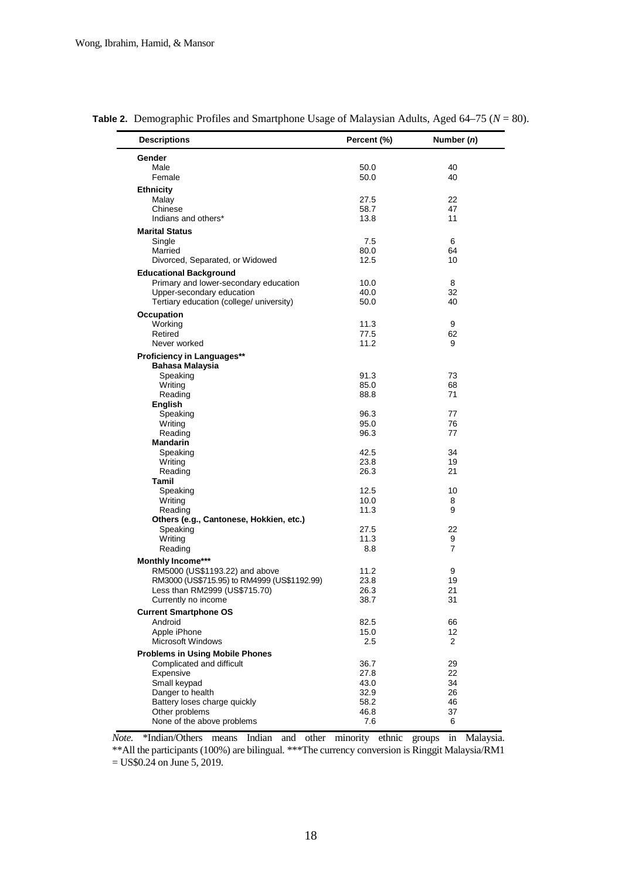**Table 2.** Demographic Profiles and Smartphone Usage of Malaysian Adults, Aged 64–75 ($N$ = 80).

| Descriptions | Percent (%) | Number ($n$) |
|---|---|---|
| **Gender** | | |
| Male | 50.0 | 40 |
| Female | 50.0 | 40 |
| **Ethnicity** | | |
| Malay | 27.5 | 22 |
| Chinese | 58.7 | 47 |
| Indians and others* | 13.8 | 11 |
| **Marital Status** | | |
| Single | 7.5 | 6 |
| Married | 80.0 | 64 |
| Divorced, Separated, or Widowed | 12.5 | 10 |
| **Educational Background** | | |
| Primary and lower-secondary education | 10.0 | 8 |
| Upper-secondary education | 40.0 | 32 |
| Tertiary education (college/ university) | 50.0 | 40 |
| **Occupation** | | |
| Working | 11.3 | 9 |
| Retired | 77.5 | 62 |
| Never worked | 11.2 | 9 |
| **Proficiency in Languages**** | | |
| **Bahasa Malaysia** | | |
| Speaking | 91.3 | 73 |
| Writing | 85.0 | 68 |
| Reading | 88.8 | 71 |
| **English** | | |
| Speaking | 96.3 | 77 |
| Writing | 95.0 | 76 |
| Reading | 96.3 | 77 |
| **Mandarin** | | |
| Speaking | 42.5 | 34 |
| Writing | 23.8 | 19 |
| Reading | 26.3 | 21 |
| **Tamil** | | |
| Speaking | 12.5 | 10 |
| Writing | 10.0 | 8 |
| Reading | 11.3 | 9 |
| **Others (e.g., Cantonese, Hokkien, etc.)** | | |
| Speaking | 27.5 | 22 |
| Writing | 11.3 | 9 |
| Reading | 8.8 | 7 |
| **Monthly Income***** | | |
| RM5000 (US$1193.22) and above | 11.2 | 9 |
| RM3000 (US$715.95) to RM4999 (US$1192.99) | 23.8 | 19 |
| Less than RM2999 (US$715.70) | 26.3 | 21 |
| Currently no income | 38.7 | 31 |
| **Current Smartphone OS** | | |
| Android | 82.5 | 66 |
| Apple iPhone | 15.0 | 12 |
| Microsoft Windows | 2.5 | 2 |
| **Problems in Using Mobile Phones** | | |
| Complicated and difficult | 36.7 | 29 |
| Expensive | 27.8 | 22 |
| Small keypad | 43.0 | 34 |
| Danger to health | 32.9 | 26 |
| Battery loses charge quickly | 58.2 | 46 |
| Other problems | 46.8 | 37 |
| None of the above problems | 7.6 | 6 |

*Note.* *Indian/Others means Indian and other minority ethnic groups in Malaysia. **All the participants (100%) are bilingual. ***The currency conversion is Ringgit Malaysia/RM1 = US$0.24 on June 5, 2019.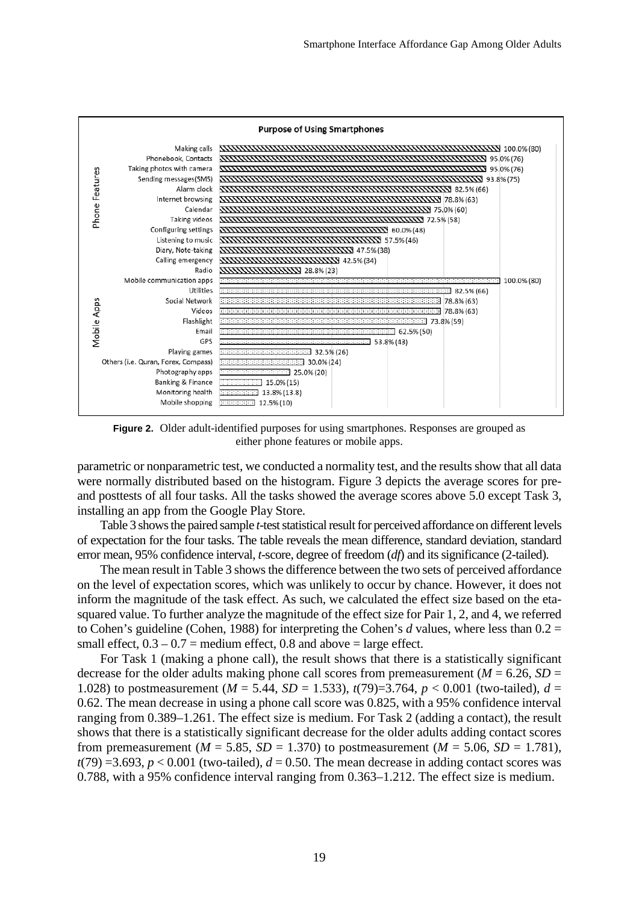**Purpose of Using Smartphones**

| Group | Purpose | Percentage (n) |
|---|---|---|
| Phone Features | Making calls | 100.0% (80) |
| | Phonebook, Contacts | 95.0% (76) |
| | Taking photos with camera | 95.0% (76) |
| | Sending messages(SMS) | 93.8% (75) |
| | Alarm clock | 82.5% (66) |
| | Internet browsing | 78.8% (63) |
| | Calendar | 75.0% (60) |
| | Taking videos | 72.5% (58) |
| | Configuring settings | 60.0% (48) |
| | Listening to music | 57.5% (46) |
| | Diary, Note-taking | 47.5% (38) |
| | Calling emergency | 42.5% (34) |
| | Radio | 28.8% (23) |
| Mobile Apps | Mobile communication apps | 100.0% (80) |
| | Utilities | 82.5% (66) |
| | Social Network | 78.8% (63) |
| | Videos | 78.8% (63) |
| | Flashlight | 73.8% (59) |
| | Email | 62.5% (50) |
| | GPS | 53.8% (43) |
| | Playing games | 32.5% (26) |
| | Others (i.e. Quran, Forex, Compass) | 30.0% (24) |
| | Photography apps | 25.0% (20) |
| | Banking & Finance | 15.0% (15) |
| | Monitoring health | 13.8% (13.8) |
| | Mobile shopping | 12.5% (10) |

**Figure 2.** Older adult-identified purposes for using smartphones. Responses are grouped as either phone features or mobile apps.

parametric or nonparametric test, we conducted a normality test, and the results show that all data were normally distributed based on the histogram. Figure 3 depicts the average scores for pre- and posttests of all four tasks. All the tasks showed the average scores above 5.0 except Task 3, installing an app from the Google Play Store.

Table 3 shows the paired sample *t*-test statistical result for perceived affordance on different levels of expectation for the four tasks. The table reveals the mean difference, standard deviation, standard error mean, 95% confidence interval, *t*-score, degree of freedom (*df*) and its significance (2-tailed).

The mean result in Table 3 shows the difference between the two sets of perceived affordance on the level of expectation scores, which was unlikely to occur by chance. However, it does not inform the magnitude of the task effect. As such, we calculated the effect size based on the eta-squared value. To further analyze the magnitude of the effect size for Pair 1, 2, and 4, we referred to Cohen's guideline (Cohen, 1988) for interpreting the Cohen's *d* values, where less than $0.2$ = small effect, $0.3 – 0.7$ = medium effect, $0.8$ and above = large effect.

For Task 1 (making a phone call), the result shows that there is a statistically significant decrease for the older adults making phone call scores from premeasurement ($M = 6.26$, $SD = 1.028$) to postmeasurement ($M = 5.44$, $SD = 1.533$), $t(79)=3.764$, $p < 0.001$ (two-tailed), $d = 0.62$. The mean decrease in using a phone call score was 0.825, with a 95% confidence interval ranging from 0.389–1.261. The effect size is medium. For Task 2 (adding a contact), the result shows that there is a statistically significant decrease for the older adults adding contact scores from premeasurement ($M = 5.85$, $SD = 1.370$) to postmeasurement ($M = 5.06$, $SD = 1.781$), $t(79) = 3.693$, $p < 0.001$ (two-tailed), $d = 0.50$. The mean decrease in adding contact scores was 0.788, with a 95% confidence interval ranging from 0.363–1.212. The effect size is medium.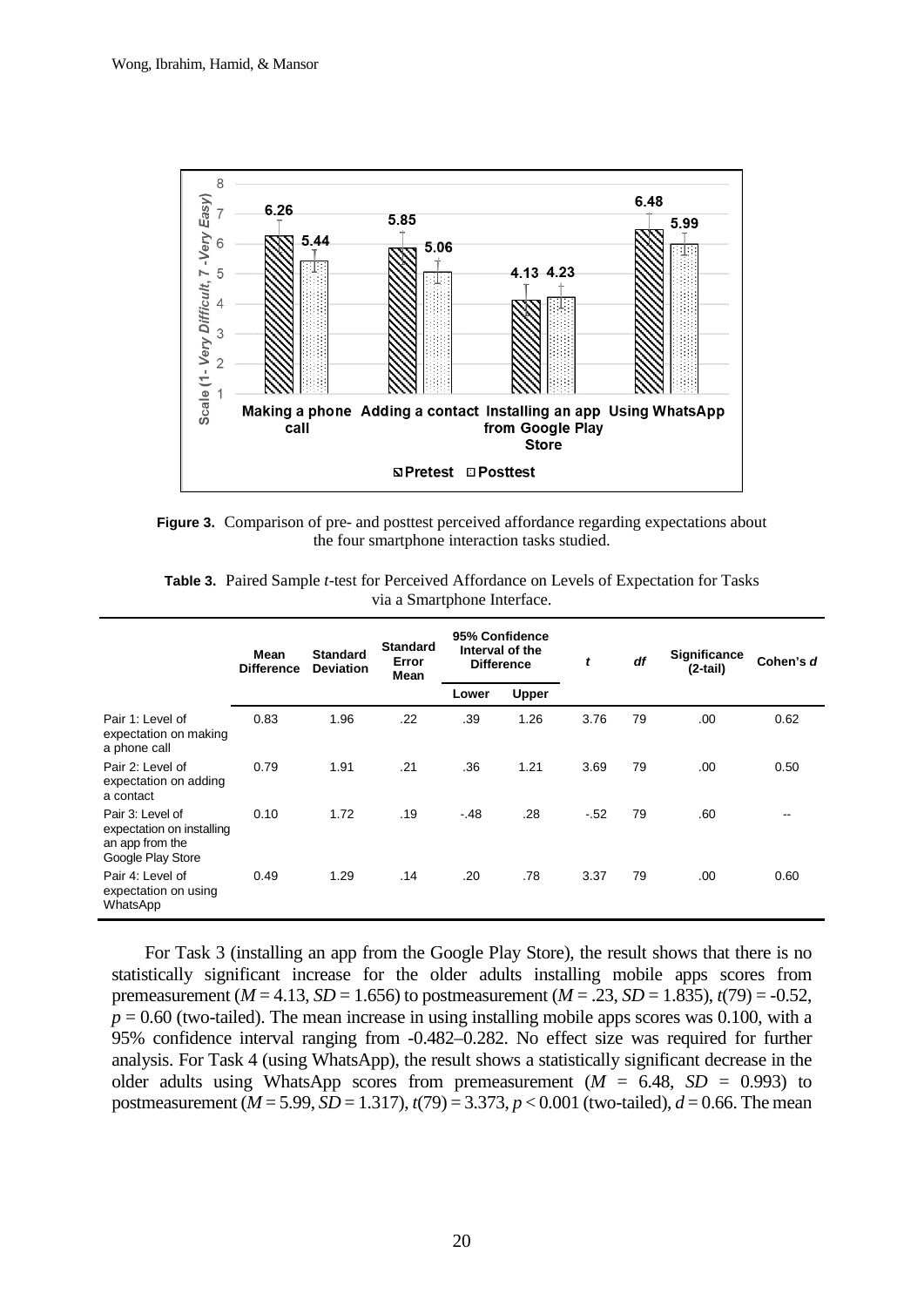**Figure 3.** Comparison of pre- and posttest perceived affordance regarding expectations about the four smartphone interaction tasks studied.

**Table 3.** Paired Sample *t*-test for Perceived Affordance on Levels of Expectation for Tasks via a Smartphone Interface.

| | Mean Difference | Standard Deviation | Standard Error Mean | 95% Confidence Interval of the Difference | | *t* | *df* | Significance (2-tail) | Cohen's *d* |
|---|---|---|---|---|---|---|---|---|---|
| | | | | Lower | Upper | | | | |
| Pair 1: Level of expectation on making a phone call | 0.83 | 1.96 | .22 | .39 | 1.26 | 3.76 | 79 | .00 | 0.62 |
| Pair 2: Level of expectation on adding a contact | 0.79 | 1.91 | .21 | .36 | 1.21 | 3.69 | 79 | .00 | 0.50 |
| Pair 3: Level of expectation on installing an app from the Google Play Store | 0.10 | 1.72 | .19 | -.48 | .28 | -.52 | 79 | .60 | -- |
| Pair 4: Level of expectation on using WhatsApp | 0.49 | 1.29 | .14 | .20 | .78 | 3.37 | 79 | .00 | 0.60 |

For Task 3 (installing an app from the Google Play Store), the result shows that there is no statistically significant increase for the older adults installing mobile apps scores from premeasurement ($M = 4.13$, $SD = 1.656$) to postmeasurement ($M = .23$, $SD = 1.835$), $t(79) = -0.52$, $p = 0.60$ (two-tailed). The mean increase in using installing mobile apps scores was 0.100, with a 95% confidence interval ranging from -0.482–0.282. No effect size was required for further analysis. For Task 4 (using WhatsApp), the result shows a statistically significant decrease in the older adults using WhatsApp scores from premeasurement ($M = 6.48$, $SD = 0.993$) to postmeasurement ($M = 5.99$, $SD = 1.317$), $t(79) = 3.373$, $p < 0.001$ (two-tailed), $d = 0.66$. The mean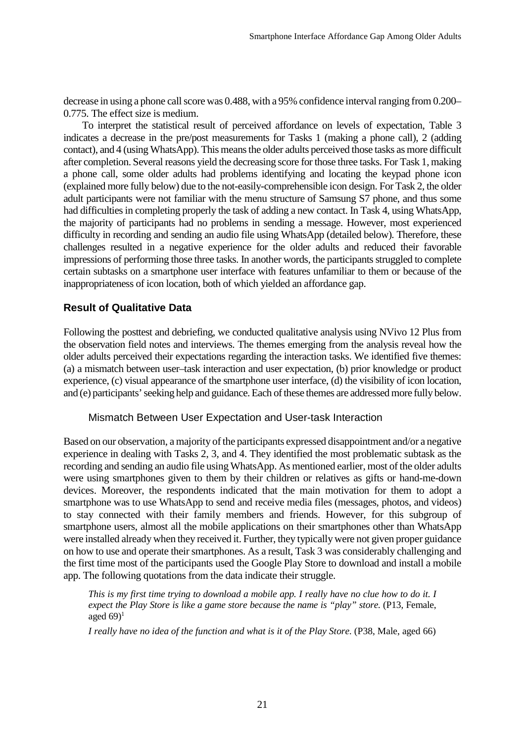decrease in using a phone call score was 0.488, with a 95% confidence interval ranging from 0.200–0.775. The effect size is medium.

To interpret the statistical result of perceived affordance on levels of expectation, Table 3 indicates a decrease in the pre/post measurements for Tasks 1 (making a phone call), 2 (adding contact), and 4 (using WhatsApp). This means the older adults perceived those tasks as more difficult after completion. Several reasons yield the decreasing score for those three tasks. For Task 1, making a phone call, some older adults had problems identifying and locating the keypad phone icon (explained more fully below) due to the not-easily-comprehensible icon design. For Task 2, the older adult participants were not familiar with the menu structure of Samsung S7 phone, and thus some had difficulties in completing properly the task of adding a new contact. In Task 4, using WhatsApp, the majority of participants had no problems in sending a message. However, most experienced difficulty in recording and sending an audio file using WhatsApp (detailed below). Therefore, these challenges resulted in a negative experience for the older adults and reduced their favorable impressions of performing those three tasks. In another words, the participants struggled to complete certain subtasks on a smartphone user interface with features unfamiliar to them or because of the inappropriateness of icon location, both of which yielded an affordance gap.

## Result of Qualitative Data

Following the posttest and debriefing, we conducted qualitative analysis using NVivo 12 Plus from the observation field notes and interviews. The themes emerging from the analysis reveal how the older adults perceived their expectations regarding the interaction tasks. We identified five themes: (a) a mismatch between user–task interaction and user expectation, (b) prior knowledge or product experience, (c) visual appearance of the smartphone user interface, (d) the visibility of icon location, and (e) participants' seeking help and guidance. Each of these themes are addressed more fully below.

### Mismatch Between User Expectation and User-task Interaction

Based on our observation, a majority of the participants expressed disappointment and/or a negative experience in dealing with Tasks 2, 3, and 4. They identified the most problematic subtask as the recording and sending an audio file using WhatsApp. As mentioned earlier, most of the older adults were using smartphones given to them by their children or relatives as gifts or hand-me-down devices. Moreover, the respondents indicated that the main motivation for them to adopt a smartphone was to use WhatsApp to send and receive media files (messages, photos, and videos) to stay connected with their family members and friends. However, for this subgroup of smartphone users, almost all the mobile applications on their smartphones other than WhatsApp were installed already when they received it. Further, they typically were not given proper guidance on how to use and operate their smartphones. As a result, Task 3 was considerably challenging and the first time most of the participants used the Google Play Store to download and install a mobile app. The following quotations from the data indicate their struggle.

> *This is my first time trying to download a mobile app. I really have no clue how to do it. I expect the Play Store is like a game store because the name is "play" store.* (P13, Female, aged 69)[1]
>
> *I really have no idea of the function and what is it of the Play Store.* (P38, Male, aged 66)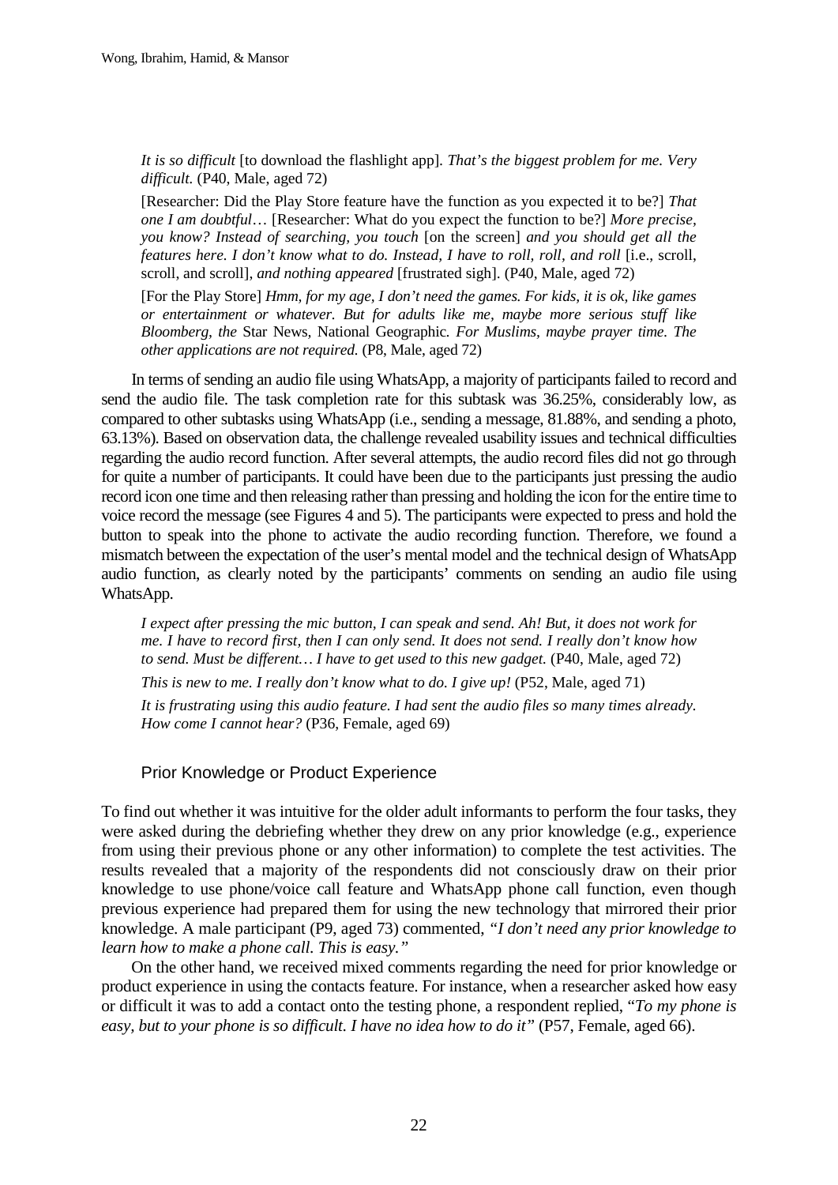> *It is so difficult* [to download the flashlight app]. *That's the biggest problem for me. Very difficult.* (P40, Male, aged 72)

> [Researcher: Did the Play Store feature have the function as you expected it to be?] *That one I am doubtful*… [Researcher: What do you expect the function to be?] *More precise, you know? Instead of searching, you touch* [on the screen] *and you should get all the features here. I don't know what to do. Instead, I have to roll, roll, and roll* [i.e., scroll, scroll, and scroll], *and nothing appeared* [frustrated sigh]. (P40, Male, aged 72)

> [For the Play Store] *Hmm, for my age, I don't need the games. For kids, it is ok, like games or entertainment or whatever. But for adults like me, maybe more serious stuff like Bloomberg, the* Star News, National Geographic*. For Muslims, maybe prayer time. The other applications are not required.* (P8, Male, aged 72)

In terms of sending an audio file using WhatsApp, a majority of participants failed to record and send the audio file. The task completion rate for this subtask was 36.25%, considerably low, as compared to other subtasks using WhatsApp (i.e., sending a message, 81.88%, and sending a photo, 63.13%). Based on observation data, the challenge revealed usability issues and technical difficulties regarding the audio record function. After several attempts, the audio record files did not go through for quite a number of participants. It could have been due to the participants just pressing the audio record icon one time and then releasing rather than pressing and holding the icon for the entire time to voice record the message (see Figures 4 and 5). The participants were expected to press and hold the button to speak into the phone to activate the audio recording function. Therefore, we found a mismatch between the expectation of the user's mental model and the technical design of WhatsApp audio function, as clearly noted by the participants' comments on sending an audio file using WhatsApp.

> *I expect after pressing the mic button, I can speak and send. Ah! But, it does not work for me. I have to record first, then I can only send. It does not send. I really don't know how to send. Must be different… I have to get used to this new gadget.* (P40, Male, aged 72)

> *This is new to me. I really don't know what to do. I give up!* (P52, Male, aged 71)

> *It is frustrating using this audio feature. I had sent the audio files so many times already. How come I cannot hear?* (P36, Female, aged 69)

### Prior Knowledge or Product Experience

To find out whether it was intuitive for the older adult informants to perform the four tasks, they were asked during the debriefing whether they drew on any prior knowledge (e.g., experience from using their previous phone or any other information) to complete the test activities. The results revealed that a majority of the respondents did not consciously draw on their prior knowledge to use phone/voice call feature and WhatsApp phone call function, even though previous experience had prepared them for using the new technology that mirrored their prior knowledge. A male participant (P9, aged 73) commented, *"I don't need any prior knowledge to learn how to make a phone call. This is easy."*

On the other hand, we received mixed comments regarding the need for prior knowledge or product experience in using the contacts feature. For instance, when a researcher asked how easy or difficult it was to add a contact onto the testing phone, a respondent replied, "*To my phone is easy, but to your phone is so difficult. I have no idea how to do it"* (P57, Female, aged 66).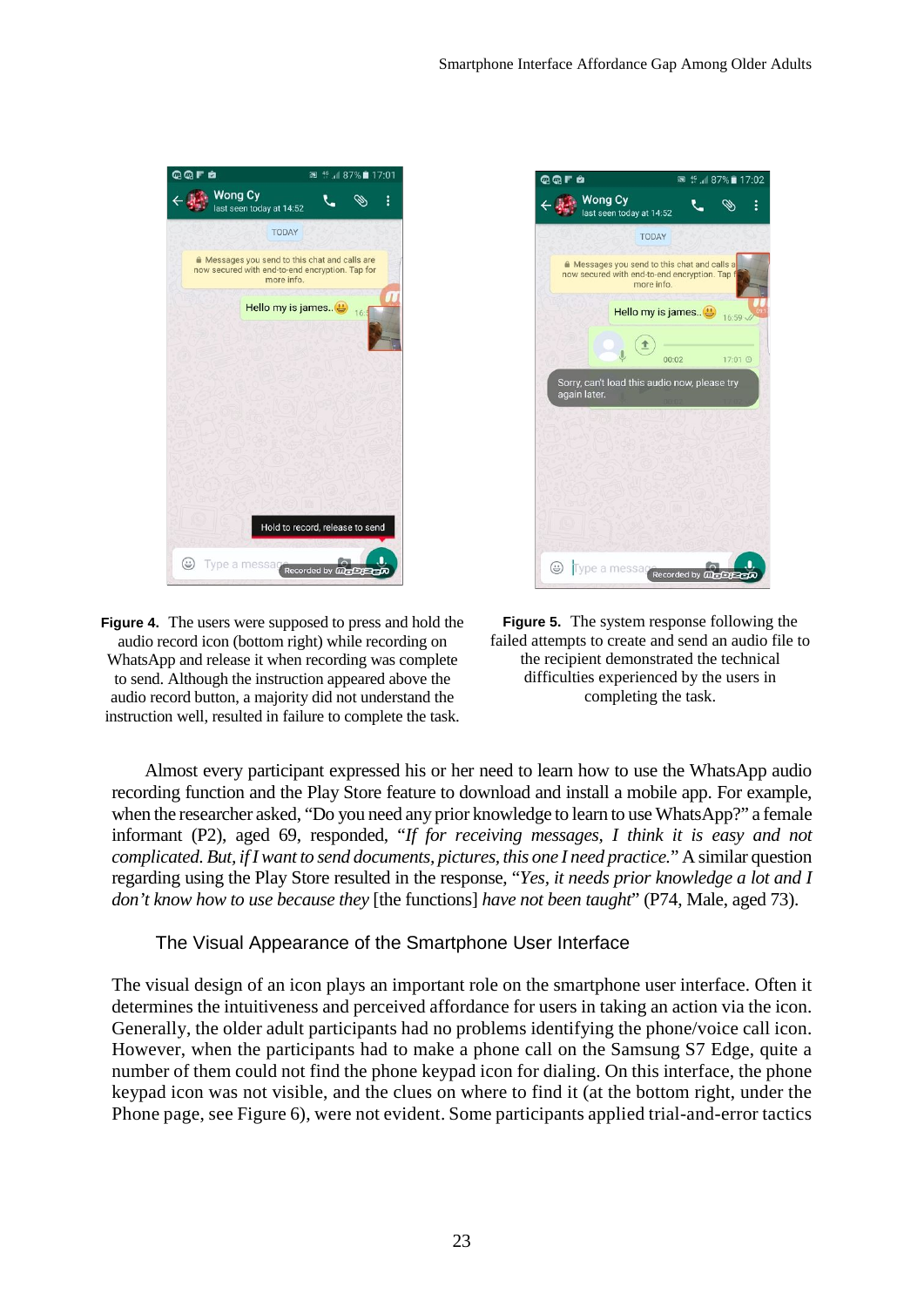**Figure 4.** The users were supposed to press and hold the audio record icon (bottom right) while recording on WhatsApp and release it when recording was complete to send. Although the instruction appeared above the audio record button, a majority did not understand the instruction well, resulted in failure to complete the task.

**Figure 5.** The system response following the failed attempts to create and send an audio file to the recipient demonstrated the technical difficulties experienced by the users in completing the task.

Almost every participant expressed his or her need to learn how to use the WhatsApp audio recording function and the Play Store feature to download and install a mobile app. For example, when the researcher asked, "Do you need any prior knowledge to learn to use WhatsApp?" a female informant (P2), aged 69, responded, "*If for receiving messages, I think it is easy and not complicated. But, if I want to send documents, pictures, this one I need practice.*" A similar question regarding using the Play Store resulted in the response, "*Yes, it needs prior knowledge a lot and I don't know how to use because they* [the functions] *have not been taught*" (P74, Male, aged 73).

### The Visual Appearance of the Smartphone User Interface

The visual design of an icon plays an important role on the smartphone user interface. Often it determines the intuitiveness and perceived affordance for users in taking an action via the icon. Generally, the older adult participants had no problems identifying the phone/voice call icon. However, when the participants had to make a phone call on the Samsung S7 Edge, quite a number of them could not find the phone keypad icon for dialing. On this interface, the phone keypad icon was not visible, and the clues on where to find it (at the bottom right, under the Phone page, see Figure 6), were not evident. Some participants applied trial-and-error tactics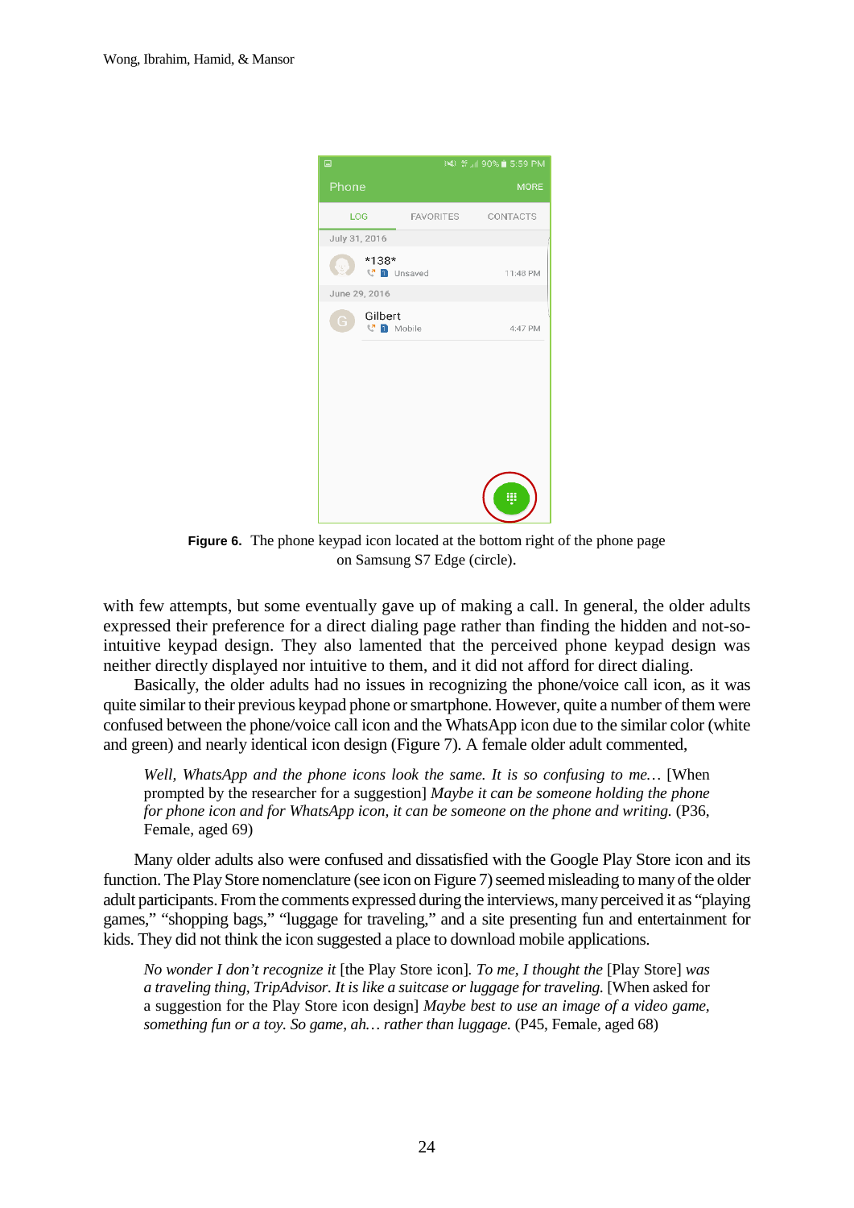**Figure 6.** The phone keypad icon located at the bottom right of the phone page on Samsung S7 Edge (circle).

with few attempts, but some eventually gave up of making a call. In general, the older adults expressed their preference for a direct dialing page rather than finding the hidden and not-so-intuitive keypad design. They also lamented that the perceived phone keypad design was neither directly displayed nor intuitive to them, and it did not afford for direct dialing.

Basically, the older adults had no issues in recognizing the phone/voice call icon, as it was quite similar to their previous keypad phone or smartphone. However, quite a number of them were confused between the phone/voice call icon and the WhatsApp icon due to the similar color (white and green) and nearly identical icon design (Figure 7). A female older adult commented,

> *Well, WhatsApp and the phone icons look the same. It is so confusing to me…* [When prompted by the researcher for a suggestion] *Maybe it can be someone holding the phone for phone icon and for WhatsApp icon, it can be someone on the phone and writing.* (P36, Female, aged 69)

Many older adults also were confused and dissatisfied with the Google Play Store icon and its function. The Play Store nomenclature (see icon on Figure 7) seemed misleading to many of the older adult participants. From the comments expressed during the interviews, many perceived it as "playing games," "shopping bags," "luggage for traveling," and a site presenting fun and entertainment for kids. They did not think the icon suggested a place to download mobile applications.

> *No wonder I don't recognize it* [the Play Store icon]*. To me, I thought the* [Play Store] *was a traveling thing, TripAdvisor. It is like a suitcase or luggage for traveling.* [When asked for a suggestion for the Play Store icon design] *Maybe best to use an image of a video game, something fun or a toy. So game, ah… rather than luggage.* (P45, Female, aged 68)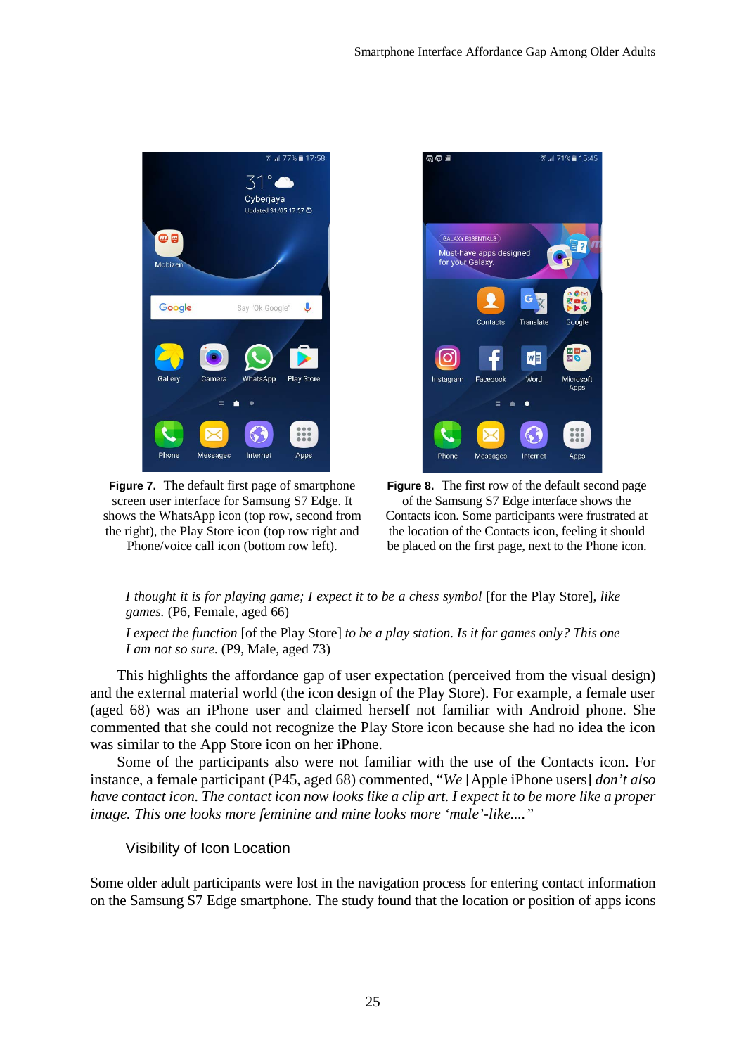**Figure 7.** The default first page of smartphone screen user interface for Samsung S7 Edge. It shows the WhatsApp icon (top row, second from the right), the Play Store icon (top row right and Phone/voice call icon (bottom row left).

**Figure 8.** The first row of the default second page of the Samsung S7 Edge interface shows the Contacts icon. Some participants were frustrated at the location of the Contacts icon, feeling it should be placed on the first page, next to the Phone icon.

> *I thought it is for playing game; I expect it to be a chess symbol* [for the Play Store], *like games.* (P6, Female, aged 66)
>
> *I expect the function* [of the Play Store] *to be a play station. Is it for games only? This one I am not so sure.* (P9, Male, aged 73)

This highlights the affordance gap of user expectation (perceived from the visual design) and the external material world (the icon design of the Play Store). For example, a female user (aged 68) was an iPhone user and claimed herself not familiar with Android phone. She commented that she could not recognize the Play Store icon because she had no idea the icon was similar to the App Store icon on her iPhone.

Some of the participants also were not familiar with the use of the Contacts icon. For instance, a female participant (P45, aged 68) commented, "*We* [Apple iPhone users] *don't also have contact icon. The contact icon now looks like a clip art. I expect it to be more like a proper image. This one looks more feminine and mine looks more 'male'-like....*"

### Visibility of Icon Location

Some older adult participants were lost in the navigation process for entering contact information on the Samsung S7 Edge smartphone. The study found that the location or position of apps icons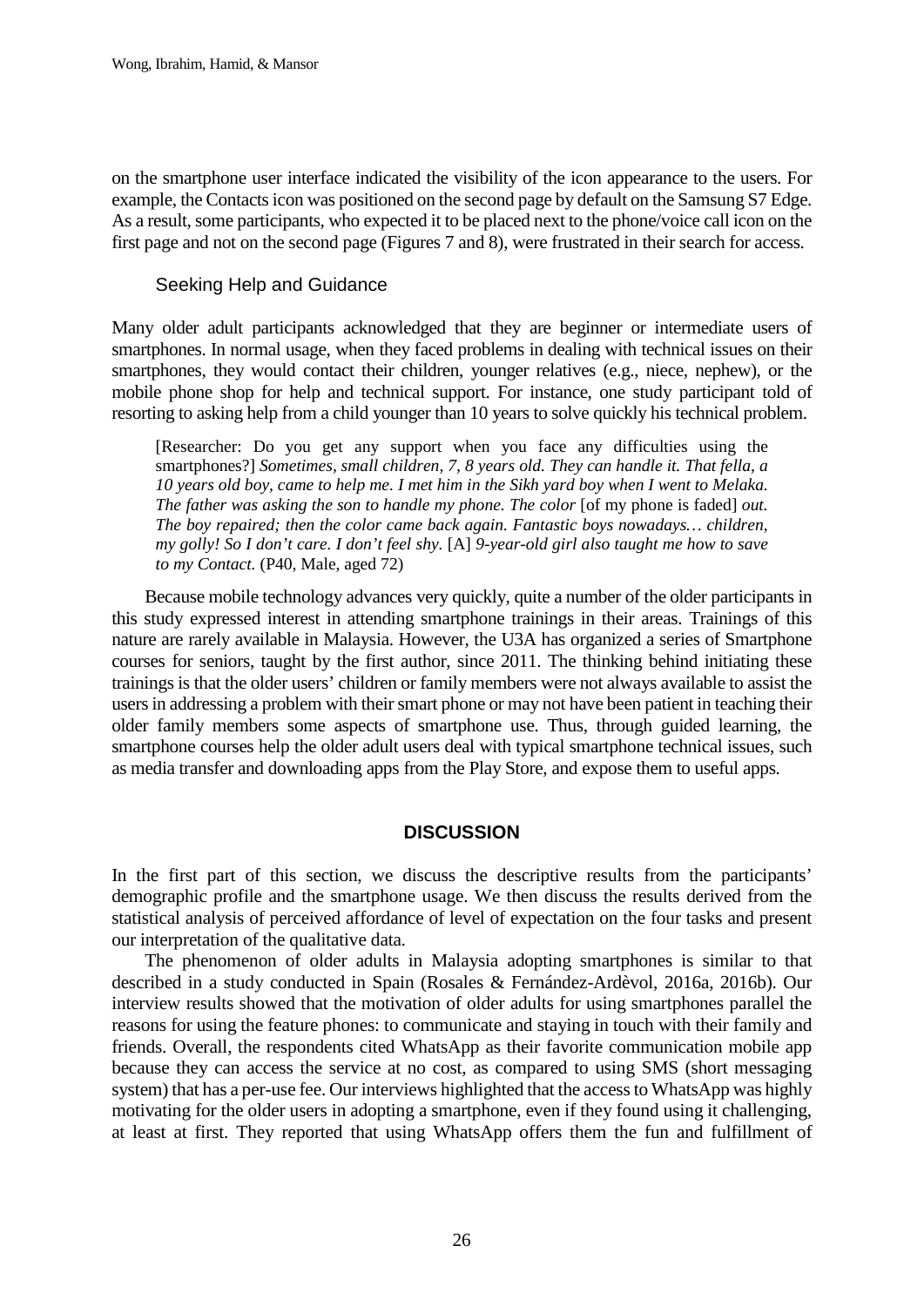on the smartphone user interface indicated the visibility of the icon appearance to the users. For example, the Contacts icon was positioned on the second page by default on the Samsung S7 Edge. As a result, some participants, who expected it to be placed next to the phone/voice call icon on the first page and not on the second page (Figures 7 and 8), were frustrated in their search for access.

### Seeking Help and Guidance

Many older adult participants acknowledged that they are beginner or intermediate users of smartphones. In normal usage, when they faced problems in dealing with technical issues on their smartphones, they would contact their children, younger relatives (e.g., niece, nephew), or the mobile phone shop for help and technical support. For instance, one study participant told of resorting to asking help from a child younger than 10 years to solve quickly his technical problem.

> [Researcher: Do you get any support when you face any difficulties using the smartphones?] *Sometimes, small children, 7, 8 years old. They can handle it. That fella, a 10 years old boy, came to help me. I met him in the Sikh yard boy when I went to Melaka. The father was asking the son to handle my phone. The color* [of my phone is faded] *out. The boy repaired; then the color came back again. Fantastic boys nowadays… children, my golly! So I don't care. I don't feel shy.* [A] *9-year-old girl also taught me how to save to my Contact.* (P40, Male, aged 72)

Because mobile technology advances very quickly, quite a number of the older participants in this study expressed interest in attending smartphone trainings in their areas. Trainings of this nature are rarely available in Malaysia. However, the U3A has organized a series of Smartphone courses for seniors, taught by the first author, since 2011. The thinking behind initiating these trainings is that the older users' children or family members were not always available to assist the users in addressing a problem with their smart phone or may not have been patient in teaching their older family members some aspects of smartphone use. Thus, through guided learning, the smartphone courses help the older adult users deal with typical smartphone technical issues, such as media transfer and downloading apps from the Play Store, and expose them to useful apps.

## DISCUSSION

In the first part of this section, we discuss the descriptive results from the participants' demographic profile and the smartphone usage. We then discuss the results derived from the statistical analysis of perceived affordance of level of expectation on the four tasks and present our interpretation of the qualitative data.

The phenomenon of older adults in Malaysia adopting smartphones is similar to that described in a study conducted in Spain (Rosales & Fernández-Ardèvol, 2016a, 2016b). Our interview results showed that the motivation of older adults for using smartphones parallel the reasons for using the feature phones: to communicate and staying in touch with their family and friends. Overall, the respondents cited WhatsApp as their favorite communication mobile app because they can access the service at no cost, as compared to using SMS (short messaging system) that has a per-use fee. Our interviews highlighted that the access to WhatsApp was highly motivating for the older users in adopting a smartphone, even if they found using it challenging, at least at first. They reported that using WhatsApp offers them the fun and fulfillment of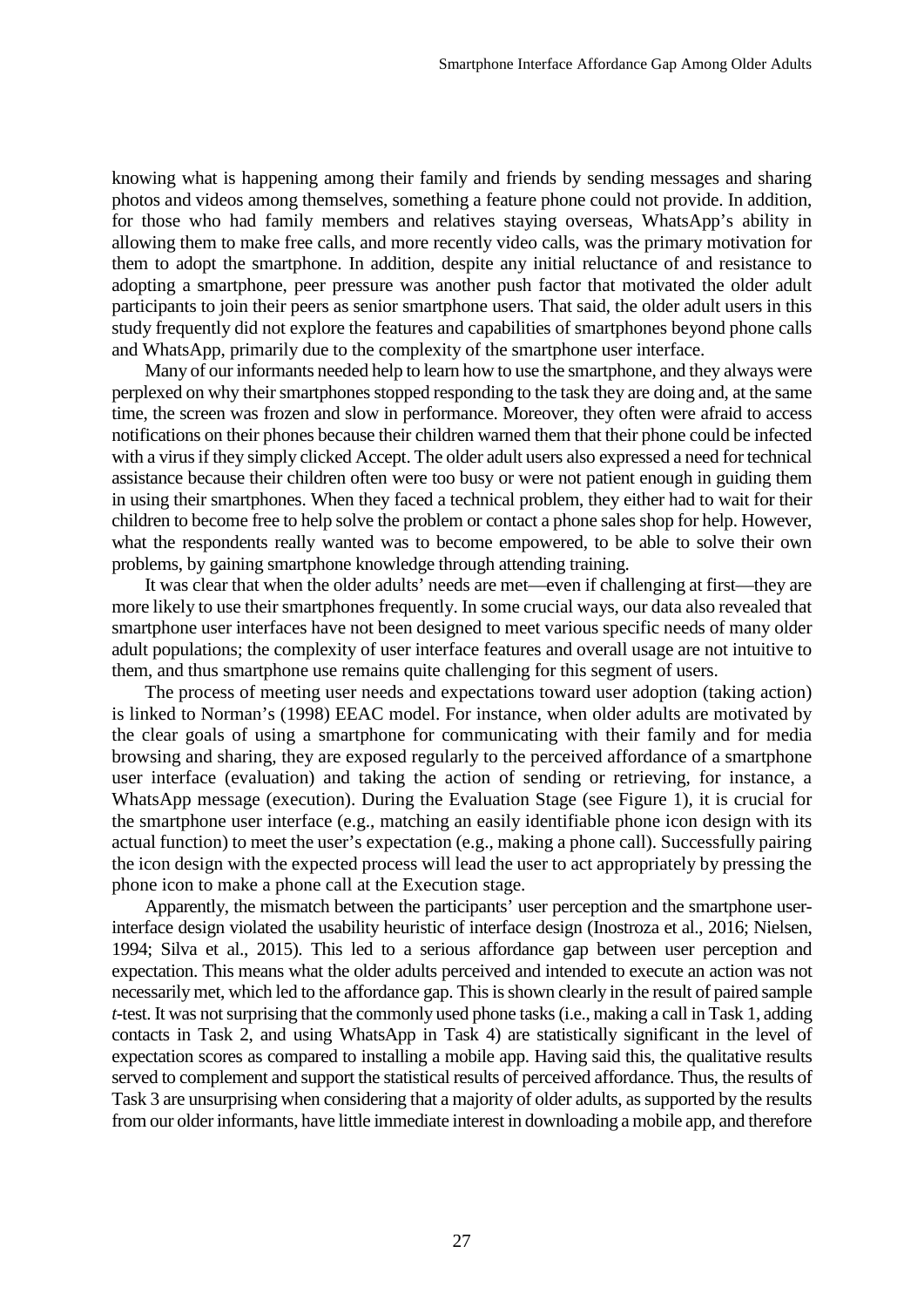knowing what is happening among their family and friends by sending messages and sharing photos and videos among themselves, something a feature phone could not provide. In addition, for those who had family members and relatives staying overseas, WhatsApp's ability in allowing them to make free calls, and more recently video calls, was the primary motivation for them to adopt the smartphone. In addition, despite any initial reluctance of and resistance to adopting a smartphone, peer pressure was another push factor that motivated the older adult participants to join their peers as senior smartphone users. That said, the older adult users in this study frequently did not explore the features and capabilities of smartphones beyond phone calls and WhatsApp, primarily due to the complexity of the smartphone user interface.

Many of our informants needed help to learn how to use the smartphone, and they always were perplexed on why their smartphones stopped responding to the task they are doing and, at the same time, the screen was frozen and slow in performance. Moreover, they often were afraid to access notifications on their phones because their children warned them that their phone could be infected with a virus if they simply clicked Accept. The older adult users also expressed a need for technical assistance because their children often were too busy or were not patient enough in guiding them in using their smartphones. When they faced a technical problem, they either had to wait for their children to become free to help solve the problem or contact a phone sales shop for help. However, what the respondents really wanted was to become empowered, to be able to solve their own problems, by gaining smartphone knowledge through attending training.

It was clear that when the older adults' needs are met—even if challenging at first—they are more likely to use their smartphones frequently. In some crucial ways, our data also revealed that smartphone user interfaces have not been designed to meet various specific needs of many older adult populations; the complexity of user interface features and overall usage are not intuitive to them, and thus smartphone use remains quite challenging for this segment of users.

The process of meeting user needs and expectations toward user adoption (taking action) is linked to Norman's (1998) EEAC model. For instance, when older adults are motivated by the clear goals of using a smartphone for communicating with their family and for media browsing and sharing, they are exposed regularly to the perceived affordance of a smartphone user interface (evaluation) and taking the action of sending or retrieving, for instance, a WhatsApp message (execution). During the Evaluation Stage (see Figure 1), it is crucial for the smartphone user interface (e.g., matching an easily identifiable phone icon design with its actual function) to meet the user's expectation (e.g., making a phone call). Successfully pairing the icon design with the expected process will lead the user to act appropriately by pressing the phone icon to make a phone call at the Execution stage.

Apparently, the mismatch between the participants' user perception and the smartphone user-interface design violated the usability heuristic of interface design (Inostroza et al., 2016; Nielsen, 1994; Silva et al., 2015). This led to a serious affordance gap between user perception and expectation. This means what the older adults perceived and intended to execute an action was not necessarily met, which led to the affordance gap. This is shown clearly in the result of paired sample *t*-test. It was not surprising that the commonly used phone tasks (i.e., making a call in Task 1, adding contacts in Task 2, and using WhatsApp in Task 4) are statistically significant in the level of expectation scores as compared to installing a mobile app. Having said this, the qualitative results served to complement and support the statistical results of perceived affordance. Thus, the results of Task 3 are unsurprising when considering that a majority of older adults, as supported by the results from our older informants, have little immediate interest in downloading a mobile app, and therefore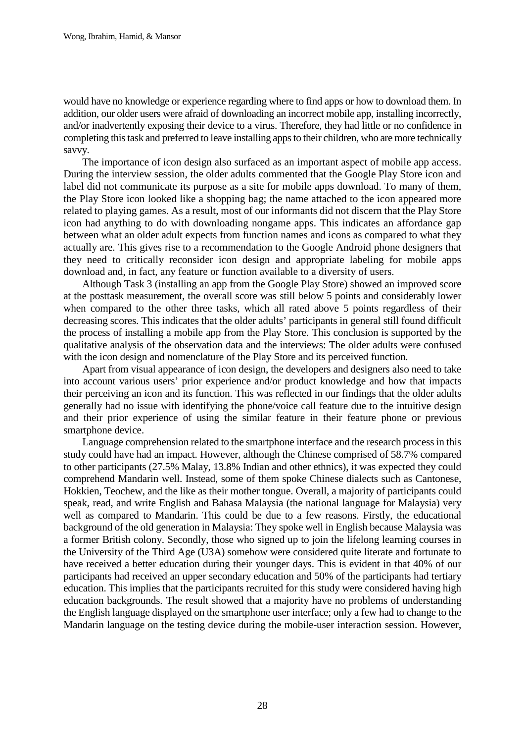would have no knowledge or experience regarding where to find apps or how to download them. In addition, our older users were afraid of downloading an incorrect mobile app, installing incorrectly, and/or inadvertently exposing their device to a virus. Therefore, they had little or no confidence in completing this task and preferred to leave installing apps to their children, who are more technically savvy.

The importance of icon design also surfaced as an important aspect of mobile app access. During the interview session, the older adults commented that the Google Play Store icon and label did not communicate its purpose as a site for mobile apps download. To many of them, the Play Store icon looked like a shopping bag; the name attached to the icon appeared more related to playing games. As a result, most of our informants did not discern that the Play Store icon had anything to do with downloading nongame apps. This indicates an affordance gap between what an older adult expects from function names and icons as compared to what they actually are. This gives rise to a recommendation to the Google Android phone designers that they need to critically reconsider icon design and appropriate labeling for mobile apps download and, in fact, any feature or function available to a diversity of users.

Although Task 3 (installing an app from the Google Play Store) showed an improved score at the posttask measurement, the overall score was still below 5 points and considerably lower when compared to the other three tasks, which all rated above 5 points regardless of their decreasing scores. This indicates that the older adults' participants in general still found difficult the process of installing a mobile app from the Play Store. This conclusion is supported by the qualitative analysis of the observation data and the interviews: The older adults were confused with the icon design and nomenclature of the Play Store and its perceived function.

Apart from visual appearance of icon design, the developers and designers also need to take into account various users' prior experience and/or product knowledge and how that impacts their perceiving an icon and its function. This was reflected in our findings that the older adults generally had no issue with identifying the phone/voice call feature due to the intuitive design and their prior experience of using the similar feature in their feature phone or previous smartphone device.

Language comprehension related to the smartphone interface and the research process in this study could have had an impact. However, although the Chinese comprised of 58.7% compared to other participants (27.5% Malay, 13.8% Indian and other ethnics), it was expected they could comprehend Mandarin well. Instead, some of them spoke Chinese dialects such as Cantonese, Hokkien, Teochew, and the like as their mother tongue. Overall, a majority of participants could speak, read, and write English and Bahasa Malaysia (the national language for Malaysia) very well as compared to Mandarin. This could be due to a few reasons. Firstly, the educational background of the old generation in Malaysia: They spoke well in English because Malaysia was a former British colony. Secondly, those who signed up to join the lifelong learning courses in the University of the Third Age (U3A) somehow were considered quite literate and fortunate to have received a better education during their younger days. This is evident in that 40% of our participants had received an upper secondary education and 50% of the participants had tertiary education. This implies that the participants recruited for this study were considered having high education backgrounds. The result showed that a majority have no problems of understanding the English language displayed on the smartphone user interface; only a few had to change to the Mandarin language on the testing device during the mobile-user interaction session. However,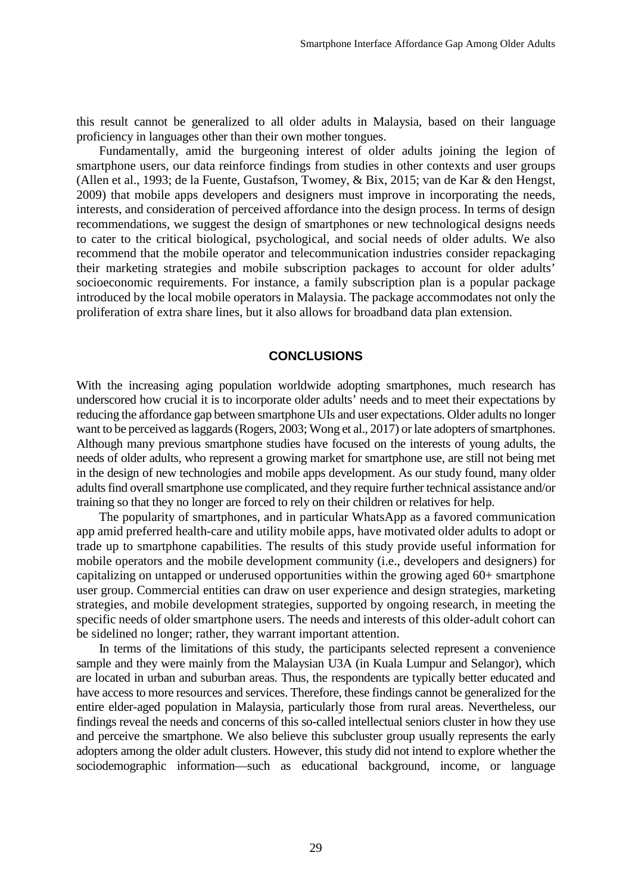this result cannot be generalized to all older adults in Malaysia, based on their language proficiency in languages other than their own mother tongues.

Fundamentally, amid the burgeoning interest of older adults joining the legion of smartphone users, our data reinforce findings from studies in other contexts and user groups (Allen et al., 1993; de la Fuente, Gustafson, Twomey, & Bix, 2015; van de Kar & den Hengst, 2009) that mobile apps developers and designers must improve in incorporating the needs, interests, and consideration of perceived affordance into the design process. In terms of design recommendations, we suggest the design of smartphones or new technological designs needs to cater to the critical biological, psychological, and social needs of older adults. We also recommend that the mobile operator and telecommunication industries consider repackaging their marketing strategies and mobile subscription packages to account for older adults' socioeconomic requirements. For instance, a family subscription plan is a popular package introduced by the local mobile operators in Malaysia. The package accommodates not only the proliferation of extra share lines, but it also allows for broadband data plan extension.

## CONCLUSIONS

With the increasing aging population worldwide adopting smartphones, much research has underscored how crucial it is to incorporate older adults' needs and to meet their expectations by reducing the affordance gap between smartphone UIs and user expectations. Older adults no longer want to be perceived as laggards (Rogers, 2003; Wong et al., 2017) or late adopters of smartphones. Although many previous smartphone studies have focused on the interests of young adults, the needs of older adults, who represent a growing market for smartphone use, are still not being met in the design of new technologies and mobile apps development. As our study found, many older adults find overall smartphone use complicated, and they require further technical assistance and/or training so that they no longer are forced to rely on their children or relatives for help.

The popularity of smartphones, and in particular WhatsApp as a favored communication app amid preferred health-care and utility mobile apps, have motivated older adults to adopt or trade up to smartphone capabilities. The results of this study provide useful information for mobile operators and the mobile development community (i.e., developers and designers) for capitalizing on untapped or underused opportunities within the growing aged 60+ smartphone user group. Commercial entities can draw on user experience and design strategies, marketing strategies, and mobile development strategies, supported by ongoing research, in meeting the specific needs of older smartphone users. The needs and interests of this older-adult cohort can be sidelined no longer; rather, they warrant important attention.

In terms of the limitations of this study, the participants selected represent a convenience sample and they were mainly from the Malaysian U3A (in Kuala Lumpur and Selangor), which are located in urban and suburban areas. Thus, the respondents are typically better educated and have access to more resources and services. Therefore, these findings cannot be generalized for the entire elder-aged population in Malaysia, particularly those from rural areas. Nevertheless, our findings reveal the needs and concerns of this so-called intellectual seniors cluster in how they use and perceive the smartphone. We also believe this subcluster group usually represents the early adopters among the older adult clusters. However, this study did not intend to explore whether the sociodemographic information—such as educational background, income, or language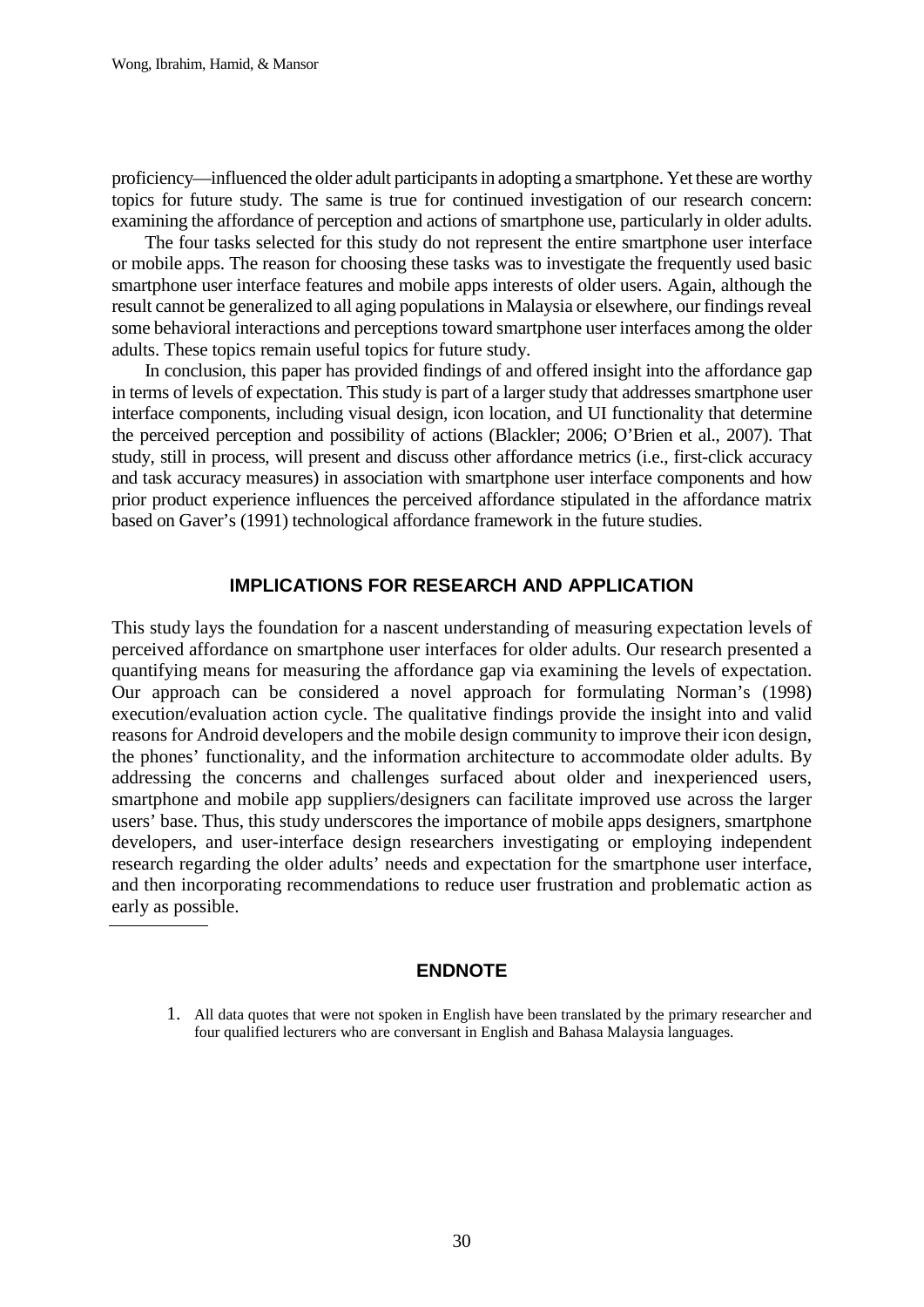proficiency—influenced the older adult participants in adopting a smartphone. Yet these are worthy topics for future study. The same is true for continued investigation of our research concern: examining the affordance of perception and actions of smartphone use, particularly in older adults.

The four tasks selected for this study do not represent the entire smartphone user interface or mobile apps. The reason for choosing these tasks was to investigate the frequently used basic smartphone user interface features and mobile apps interests of older users. Again, although the result cannot be generalized to all aging populations in Malaysia or elsewhere, our findings reveal some behavioral interactions and perceptions toward smartphone user interfaces among the older adults. These topics remain useful topics for future study.

In conclusion, this paper has provided findings of and offered insight into the affordance gap in terms of levels of expectation. This study is part of a larger study that addresses smartphone user interface components, including visual design, icon location, and UI functionality that determine the perceived perception and possibility of actions (Blackler; 2006; O'Brien et al., 2007). That study, still in process, will present and discuss other affordance metrics (i.e., first-click accuracy and task accuracy measures) in association with smartphone user interface components and how prior product experience influences the perceived affordance stipulated in the affordance matrix based on Gaver's (1991) technological affordance framework in the future studies.

## IMPLICATIONS FOR RESEARCH AND APPLICATION

This study lays the foundation for a nascent understanding of measuring expectation levels of perceived affordance on smartphone user interfaces for older adults. Our research presented a quantifying means for measuring the affordance gap via examining the levels of expectation. Our approach can be considered a novel approach for formulating Norman's (1998) execution/evaluation action cycle. The qualitative findings provide the insight into and valid reasons for Android developers and the mobile design community to improve their icon design, the phones' functionality, and the information architecture to accommodate older adults. By addressing the concerns and challenges surfaced about older and inexperienced users, smartphone and mobile app suppliers/designers can facilitate improved use across the larger users' base. Thus, this study underscores the importance of mobile apps designers, smartphone developers, and user-interface design researchers investigating or employing independent research regarding the older adults' needs and expectation for the smartphone user interface, and then incorporating recommendations to reduce user frustration and problematic action as early as possible.

## ENDNOTE

1. All data quotes that were not spoken in English have been translated by the primary researcher and four qualified lecturers who are conversant in English and Bahasa Malaysia languages.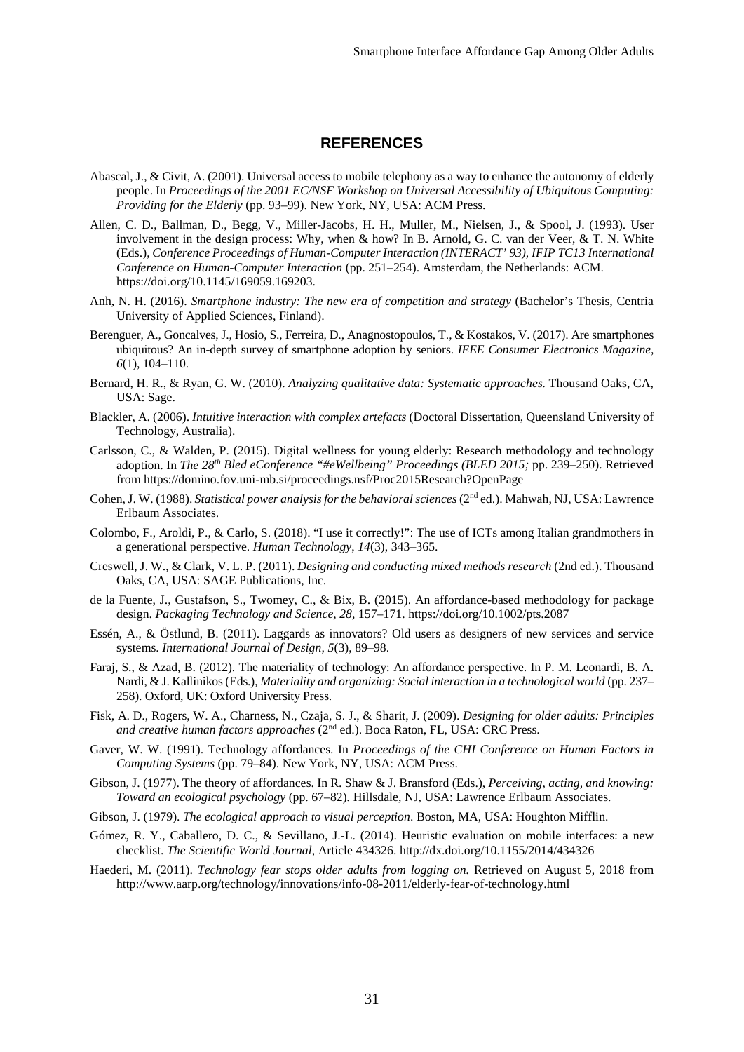## REFERENCES

Abascal, J., & Civit, A. (2001). Universal access to mobile telephony as a way to enhance the autonomy of elderly people. In *Proceedings of the 2001 EC/NSF Workshop on Universal Accessibility of Ubiquitous Computing: Providing for the Elderly* (pp. 93–99). New York, NY, USA: ACM Press.

Allen, C. D., Ballman, D., Begg, V., Miller-Jacobs, H. H., Muller, M., Nielsen, J., & Spool, J. (1993). User involvement in the design process: Why, when & how? In B. Arnold, G. C. van der Veer, & T. N. White (Eds.), *Conference Proceedings of Human-Computer Interaction (INTERACT' 93), IFIP TC13 International Conference on Human-Computer Interaction* (pp. 251–254). Amsterdam, the Netherlands: ACM. https://doi.org/10.1145/169059.169203.

Anh, N. H. (2016). *Smartphone industry: The new era of competition and strategy* (Bachelor's Thesis, Centria University of Applied Sciences, Finland).

Berenguer, A., Goncalves, J., Hosio, S., Ferreira, D., Anagnostopoulos, T., & Kostakos, V. (2017). Are smartphones ubiquitous? An in-depth survey of smartphone adoption by seniors. *IEEE Consumer Electronics Magazine, 6*(1), 104–110.

Bernard, H. R., & Ryan, G. W. (2010). *Analyzing qualitative data: Systematic approaches.* Thousand Oaks, CA, USA: Sage.

Blackler, A. (2006). *Intuitive interaction with complex artefacts* (Doctoral Dissertation, Queensland University of Technology, Australia).

Carlsson, C., & Walden, P. (2015). Digital wellness for young elderly: Research methodology and technology adoption. In *The 28th Bled eConference "#eWellbeing" Proceedings (BLED 2015;* pp. 239–250). Retrieved from https://domino.fov.uni-mb.si/proceedings.nsf/Proc2015Research?OpenPage

Cohen, J. W. (1988). *Statistical power analysis for the behavioral sciences* (2nd ed.). Mahwah, NJ, USA: Lawrence Erlbaum Associates.

Colombo, F., Aroldi, P., & Carlo, S. (2018). "I use it correctly!": The use of ICTs among Italian grandmothers in a generational perspective. *Human Technology, 14*(3), 343–365.

Creswell, J. W., & Clark, V. L. P. (2011). *Designing and conducting mixed methods research* (2nd ed.). Thousand Oaks, CA, USA: SAGE Publications, Inc.

de la Fuente, J., Gustafson, S., Twomey, C., & Bix, B. (2015). An affordance-based methodology for package design. *Packaging Technology and Science, 28*, 157–171. https://doi.org/10.1002/pts.2087

Essén, A., & Östlund, B. (2011). Laggards as innovators? Old users as designers of new services and service systems. *International Journal of Design, 5*(3), 89–98.

Faraj, S., & Azad, B. (2012). The materiality of technology: An affordance perspective. In P. M. Leonardi, B. A. Nardi, & J. Kallinikos (Eds.), *Materiality and organizing: Social interaction in a technological world* (pp. 237–258). Oxford, UK: Oxford University Press.

Fisk, A. D., Rogers, W. A., Charness, N., Czaja, S. J., & Sharit, J. (2009). *Designing for older adults: Principles and creative human factors approaches* (2nd ed.). Boca Raton, FL, USA: CRC Press.

Gaver, W. W. (1991). Technology affordances. In *Proceedings of the CHI Conference on Human Factors in Computing Systems* (pp. 79–84). New York, NY, USA: ACM Press.

Gibson, J. (1977). The theory of affordances. In R. Shaw & J. Bransford (Eds.), *Perceiving, acting, and knowing: Toward an ecological psychology* (pp. 67–82). Hillsdale, NJ, USA: Lawrence Erlbaum Associates.

Gibson, J. (1979). *The ecological approach to visual perception*. Boston, MA, USA: Houghton Mifflin.

Gómez, R. Y., Caballero, D. C., & Sevillano, J.-L. (2014). Heuristic evaluation on mobile interfaces: a new checklist. *The Scientific World Journal*, Article 434326. http://dx.doi.org/10.1155/2014/434326

Haederi, M. (2011). *Technology fear stops older adults from logging on.* Retrieved on August 5, 2018 from http://www.aarp.org/technology/innovations/info-08-2011/elderly-fear-of-technology.html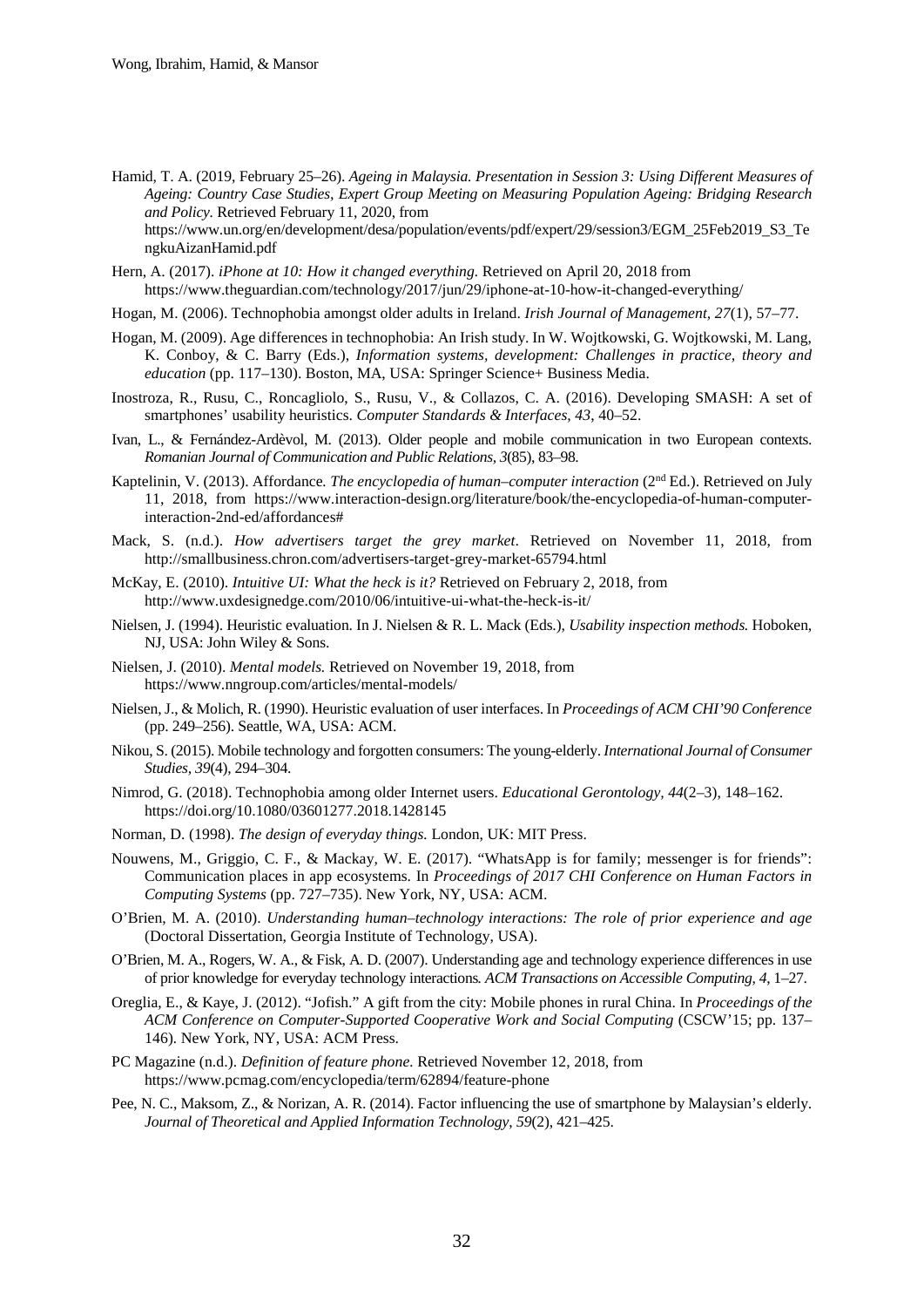Hamid, T. A. (2019, February 25–26). *Ageing in Malaysia. Presentation in Session 3: Using Different Measures of Ageing: Country Case Studies, Expert Group Meeting on Measuring Population Ageing: Bridging Research and Policy*. Retrieved February 11, 2020, from https://www.un.org/en/development/desa/population/events/pdf/expert/29/session3/EGM_25Feb2019_S3_TengkuAizanHamid.pdf

Hern, A. (2017). *iPhone at 10: How it changed everything*. Retrieved on April 20, 2018 from https://www.theguardian.com/technology/2017/jun/29/iphone-at-10-how-it-changed-everything/

Hogan, M. (2006). Technophobia amongst older adults in Ireland. *Irish Journal of Management, 27*(1), 57–77.

Hogan, M. (2009). Age differences in technophobia: An Irish study. In W. Wojtkowski, G. Wojtkowski, M. Lang, K. Conboy, & C. Barry (Eds.), *Information systems, development: Challenges in practice, theory and education* (pp. 117–130). Boston, MA, USA: Springer Science+ Business Media.

Inostroza, R., Rusu, C., Roncagliolo, S., Rusu, V., & Collazos, C. A. (2016). Developing SMASH: A set of smartphones' usability heuristics. *Computer Standards & Interfaces, 43*, 40–52.

Ivan, L., & Fernández-Ardèvol, M. (2013). Older people and mobile communication in two European contexts. *Romanian Journal of Communication and Public Relations, 3*(85), 83–98.

Kaptelinin, V. (2013). Affordance. *The encyclopedia of human–computer interaction* (2nd Ed.). Retrieved on July 11, 2018, from https://www.interaction-design.org/literature/book/the-encyclopedia-of-human-computer-interaction-2nd-ed/affordances#

Mack, S. (n.d.). *How advertisers target the grey market*. Retrieved on November 11, 2018, from http://smallbusiness.chron.com/advertisers-target-grey-market-65794.html

McKay, E. (2010). *Intuitive UI: What the heck is it?* Retrieved on February 2, 2018, from http://www.uxdesignedge.com/2010/06/intuitive-ui-what-the-heck-is-it/

Nielsen, J. (1994). Heuristic evaluation. In J. Nielsen & R. L. Mack (Eds.), *Usability inspection methods*. Hoboken, NJ, USA: John Wiley & Sons.

Nielsen, J. (2010). *Mental models*. Retrieved on November 19, 2018, from https://www.nngroup.com/articles/mental-models/

Nielsen, J., & Molich, R. (1990). Heuristic evaluation of user interfaces. In *Proceedings of ACM CHI'90 Conference* (pp. 249–256). Seattle, WA, USA: ACM.

Nikou, S. (2015). Mobile technology and forgotten consumers: The young-elderly. *International Journal of Consumer Studies, 39*(4), 294–304.

Nimrod, G. (2018). Technophobia among older Internet users. *Educational Gerontology, 44*(2–3), 148–162. https://doi.org/10.1080/03601277.2018.1428145

Norman, D. (1998). *The design of everyday things*. London, UK: MIT Press.

Nouwens, M., Griggio, C. F., & Mackay, W. E. (2017). "WhatsApp is for family; messenger is for friends": Communication places in app ecosystems. In *Proceedings of 2017 CHI Conference on Human Factors in Computing Systems* (pp. 727–735). New York, NY, USA: ACM.

O'Brien, M. A. (2010). *Understanding human–technology interactions: The role of prior experience and age* (Doctoral Dissertation, Georgia Institute of Technology, USA).

O'Brien, M. A., Rogers, W. A., & Fisk, A. D. (2007). Understanding age and technology experience differences in use of prior knowledge for everyday technology interactions. *ACM Transactions on Accessible Computing, 4*, 1–27.

Oreglia, E., & Kaye, J. (2012). "Jofish." A gift from the city: Mobile phones in rural China. In *Proceedings of the ACM Conference on Computer-Supported Cooperative Work and Social Computing* (CSCW'15; pp. 137–146). New York, NY, USA: ACM Press.

PC Magazine (n.d.). *Definition of feature phone*. Retrieved November 12, 2018, from https://www.pcmag.com/encyclopedia/term/62894/feature-phone

Pee, N. C., Maksom, Z., & Norizan, A. R. (2014). Factor influencing the use of smartphone by Malaysian's elderly. *Journal of Theoretical and Applied Information Technology*, *59*(2), 421–425.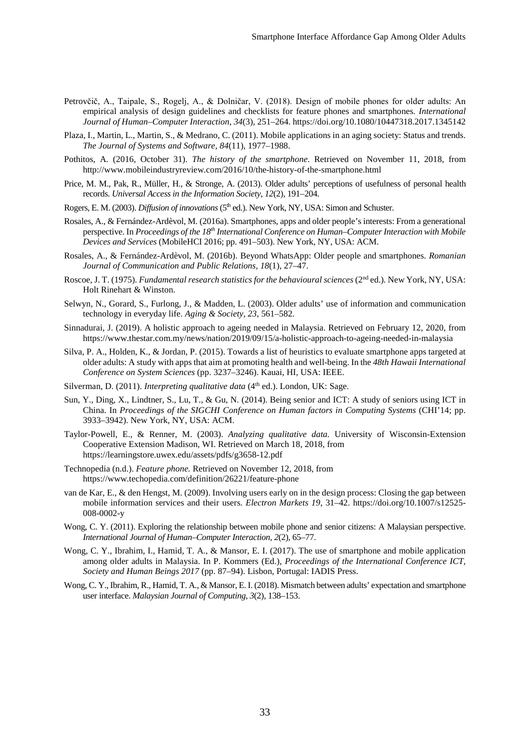Petrovčič, A., Taipale, S., Rogelj, A., & Dolničar, V. (2018). Design of mobile phones for older adults: An empirical analysis of design guidelines and checklists for feature phones and smartphones. *International Journal of Human–Computer Interaction*, *34*(3), 251–264. https://doi.org/10.1080/10447318.2017.1345142

Plaza, I., Martin, L., Martin, S., & Medrano, C. (2011). Mobile applications in an aging society: Status and trends. *The Journal of Systems and Software*, *84*(11), 1977–1988.

Pothitos, A. (2016, October 31). *The history of the smartphone*. Retrieved on November 11, 2018, from http://www.mobileindustryreview.com/2016/10/the-history-of-the-smartphone.html

Price, M. M., Pak, R., Müller, H., & Stronge, A. (2013). Older adults' perceptions of usefulness of personal health records. *Universal Access in the Information Society*, *12*(2), 191–204.

Rogers, E. M. (2003). *Diffusion of innovations* (5th ed.). New York, NY, USA: Simon and Schuster.

Rosales, A., & Fernández-Ardèvol, M. (2016a). Smartphones, apps and older people's interests: From a generational perspective. In *Proceedings of the 18th International Conference on Human–Computer Interaction with Mobile Devices and Services* (MobileHCI 2016; pp. 491–503). New York, NY, USA: ACM.

Rosales, A., & Fernández-Ardèvol, M. (2016b). Beyond WhatsApp: Older people and smartphones. *Romanian Journal of Communication and Public Relations*, *18*(1), 27–47.

Roscoe, J. T. (1975). *Fundamental research statistics for the behavioural sciences* (2nd ed.). New York, NY, USA: Holt Rinehart & Winston.

Selwyn, N., Gorard, S., Furlong, J., & Madden, L. (2003). Older adults' use of information and communication technology in everyday life. *Aging & Society, 23*, 561–582.

Sinnadurai, J. (2019). A holistic approach to ageing needed in Malaysia. Retrieved on February 12, 2020, from https://www.thestar.com.my/news/nation/2019/09/15/a-holistic-approach-to-ageing-needed-in-malaysia

Silva, P. A., Holden, K., & Jordan, P. (2015). Towards a list of heuristics to evaluate smartphone apps targeted at older adults: A study with apps that aim at promoting health and well-being. In the *48th Hawaii International Conference on System Sciences* (pp. 3237–3246). Kauai, HI, USA: IEEE.

Silverman, D. (2011). *Interpreting qualitative data* (4th ed.). London, UK: Sage.

Sun, Y., Ding, X., Lindtner, S., Lu, T., & Gu, N. (2014). Being senior and ICT: A study of seniors using ICT in China. In *Proceedings of the SIGCHI Conference on Human factors in Computing Systems* (CHI'14; pp. 3933–3942). New York, NY, USA: ACM.

Taylor-Powell, E., & Renner, M. (2003). *Analyzing qualitative data.* University of Wisconsin-Extension Cooperative Extension Madison, WI. Retrieved on March 18, 2018, from https://learningstore.uwex.edu/assets/pdfs/g3658-12.pdf

Technopedia (n.d.). *Feature phone.* Retrieved on November 12, 2018, from https://www.techopedia.com/definition/26221/feature-phone

van de Kar, E., & den Hengst, M. (2009). Involving users early on in the design process: Closing the gap between mobile information services and their users. *Electron Markets 19*, 31–42. https://doi.org/10.1007/s12525-008-0002-y

Wong, C. Y. (2011). Exploring the relationship between mobile phone and senior citizens: A Malaysian perspective. *International Journal of Human–Computer Interaction, 2*(2), 65–77.

Wong, C. Y., Ibrahim, I., Hamid, T. A., & Mansor, E. I. (2017). The use of smartphone and mobile application among older adults in Malaysia. In P. Kommers (Ed.), *Proceedings of the International Conference ICT, Society and Human Beings 2017* (pp. 87–94). Lisbon, Portugal: IADIS Press.

Wong, C. Y., Ibrahim, R., Hamid, T. A., & Mansor, E. I. (2018). Mismatch between adults' expectation and smartphone user interface. *Malaysian Journal of Computing*, *3*(2), 138–153.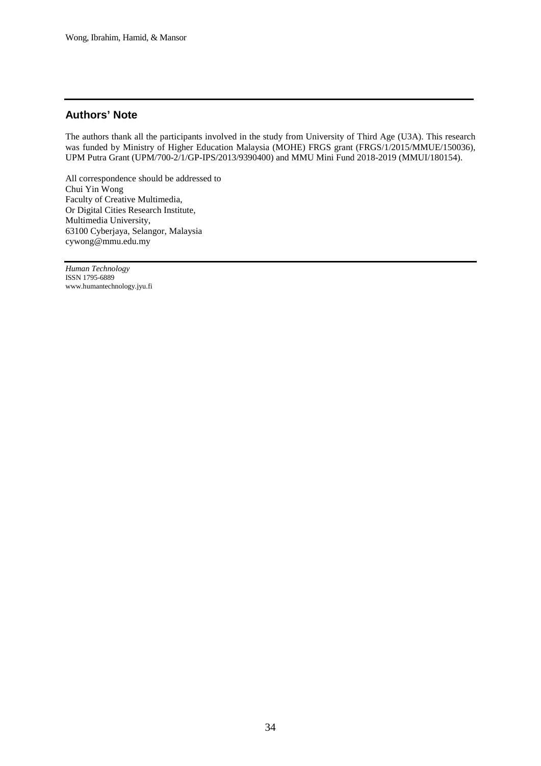## Authors' Note

The authors thank all the participants involved in the study from University of Third Age (U3A). This research was funded by Ministry of Higher Education Malaysia (MOHE) FRGS grant (FRGS/1/2015/MMUE/150036), UPM Putra Grant (UPM/700-2/1/GP-IPS/2013/9390400) and MMU Mini Fund 2018-2019 (MMUI/180154).

All correspondence should be addressed to
Chui Yin Wong
Faculty of Creative Multimedia,
Or Digital Cities Research Institute,
Multimedia University,
63100 Cyberjaya, Selangor, Malaysia
cywong@mmu.edu.my

*Human Technology*
ISSN 1795-6889
www.humantechnology.jyu.fi